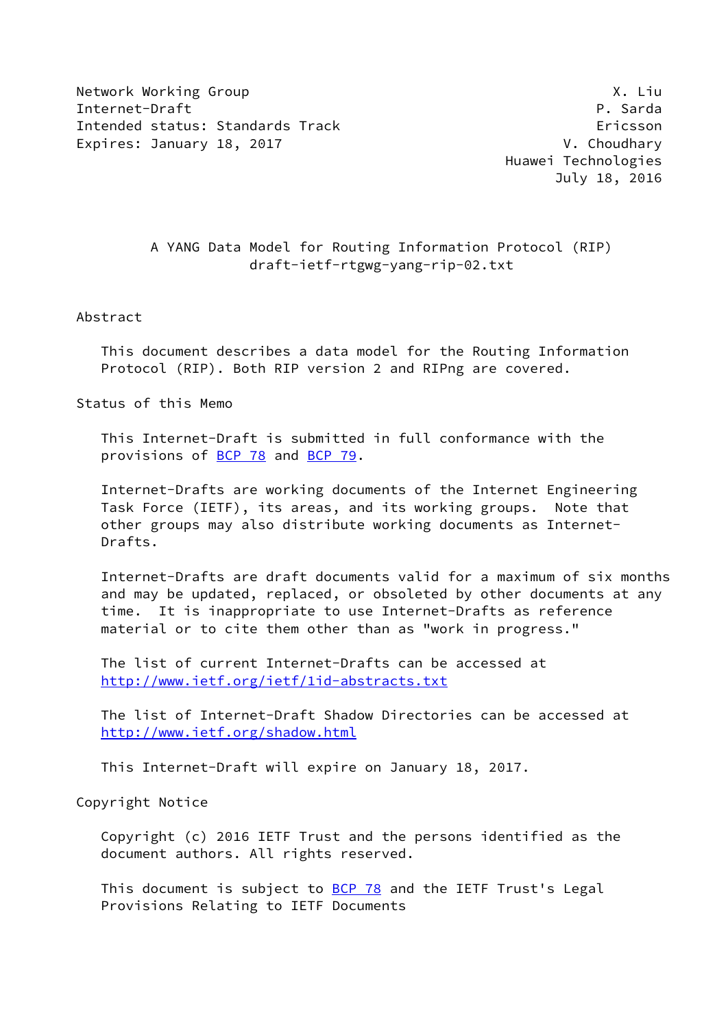Network Working Group X. Liu
Internet-Draft P. Sarda
Intended status: Standards Track Ericsson
Expires: January 18, 2017 V. Choudhary
Huawei Technologies
July 18, 2016

# A YANG Data Model for Routing Information Protocol (RIP)
draft-ietf-rtgwg-yang-rip-02.txt

## Abstract

This document describes a data model for the Routing Information Protocol (RIP). Both RIP version 2 and RIPng are covered.

## Status of this Memo

This Internet-Draft is submitted in full conformance with the provisions of BCP 78 and BCP 79.

Internet-Drafts are working documents of the Internet Engineering Task Force (IETF), its areas, and its working groups. Note that other groups may also distribute working documents as Internet-Drafts.

Internet-Drafts are draft documents valid for a maximum of six months and may be updated, replaced, or obsoleted by other documents at any time. It is inappropriate to use Internet-Drafts as reference material or to cite them other than as "work in progress."

The list of current Internet-Drafts can be accessed at http://www.ietf.org/ietf/1id-abstracts.txt

The list of Internet-Draft Shadow Directories can be accessed at http://www.ietf.org/shadow.html

This Internet-Draft will expire on January 18, 2017.

## Copyright Notice

Copyright (c) 2016 IETF Trust and the persons identified as the document authors. All rights reserved.

This document is subject to BCP 78 and the IETF Trust's Legal Provisions Relating to IETF Documents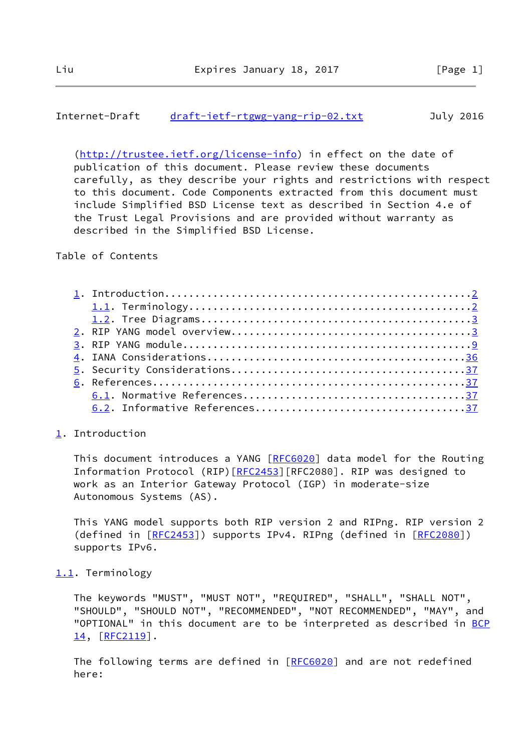(http://trustee.ietf.org/license-info) in effect on the date of publication of this document. Please review these documents carefully, as they describe your rights and restrictions with respect to this document. Code Components extracted from this document must include Simplified BSD License text as described in Section 4.e of the Trust Legal Provisions and are provided without warranty as described in the Simplified BSD License.

Table of Contents

```
   1. Introduction.................................................2
      1.1. Terminology.............................................2
      1.2. Tree Diagrams...........................................3
   2. RIP YANG model overview......................................3
   3. RIP YANG module..............................................9
   4. IANA Considerations.........................................36
   5. Security Considerations.....................................37
   6. References..................................................37
      6.1. Normative References...................................37
      6.2. Informative References.................................37
```

## 1. Introduction

This document introduces a YANG [RFC6020] data model for the Routing Information Protocol (RIP)[RFC2453][RFC2080]. RIP was designed to work as an Interior Gateway Protocol (IGP) in moderate-size Autonomous Systems (AS).

This YANG model supports both RIP version 2 and RIPng. RIP version 2 (defined in [RFC2453]) supports IPv4. RIPng (defined in [RFC2080]) supports IPv6.

### 1.1. Terminology

The keywords "MUST", "MUST NOT", "REQUIRED", "SHALL", "SHALL NOT", "SHOULD", "SHOULD NOT", "RECOMMENDED", "NOT RECOMMENDED", "MAY", and "OPTIONAL" in this document are to be interpreted as described in BCP 14, [RFC2119].

The following terms are defined in [RFC6020] and are not redefined here: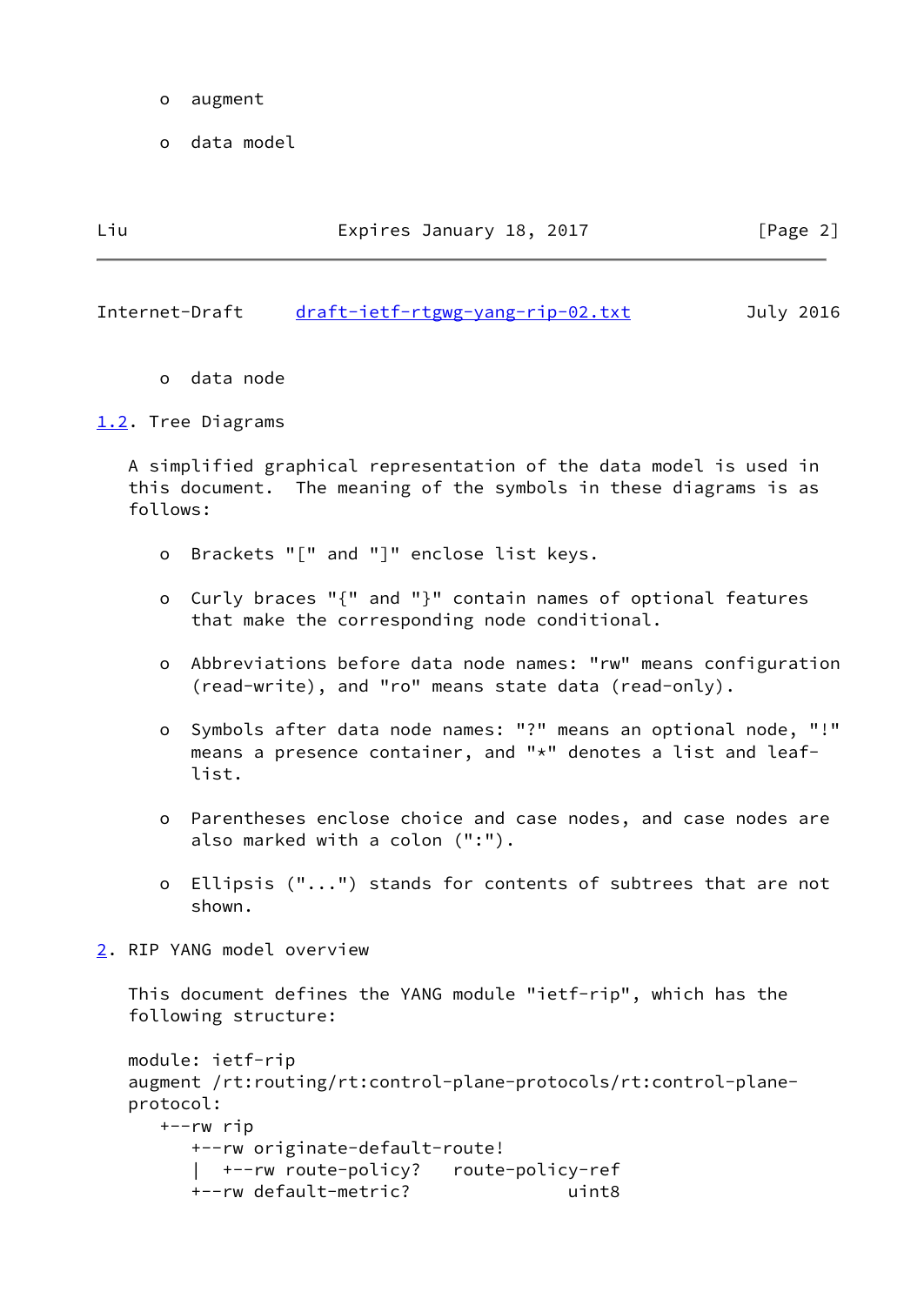- augment
- data model
- data node

## 1.2. Tree Diagrams

A simplified graphical representation of the data model is used in this document. The meaning of the symbols in these diagrams is as follows:

- Brackets "[" and "]" enclose list keys.
- Curly braces "{" and "}" contain names of optional features that make the corresponding node conditional.
- Abbreviations before data node names: "rw" means configuration (read-write), and "ro" means state data (read-only).
- Symbols after data node names: "?" means an optional node, "!" means a presence container, and "*" denotes a list and leaf-list.
- Parentheses enclose choice and case nodes, and case nodes are also marked with a colon (":").
- Ellipsis ("...") stands for contents of subtrees that are not shown.

# 2. RIP YANG model overview

This document defines the YANG module "ietf-rip", which has the following structure:

```
module: ietf-rip
augment /rt:routing/rt:control-plane-protocols/rt:control-plane-
protocol:
   +--rw rip
      +--rw originate-default-route!
      |  +--rw route-policy?   route-policy-ref
      +--rw default-metric?               uint8
```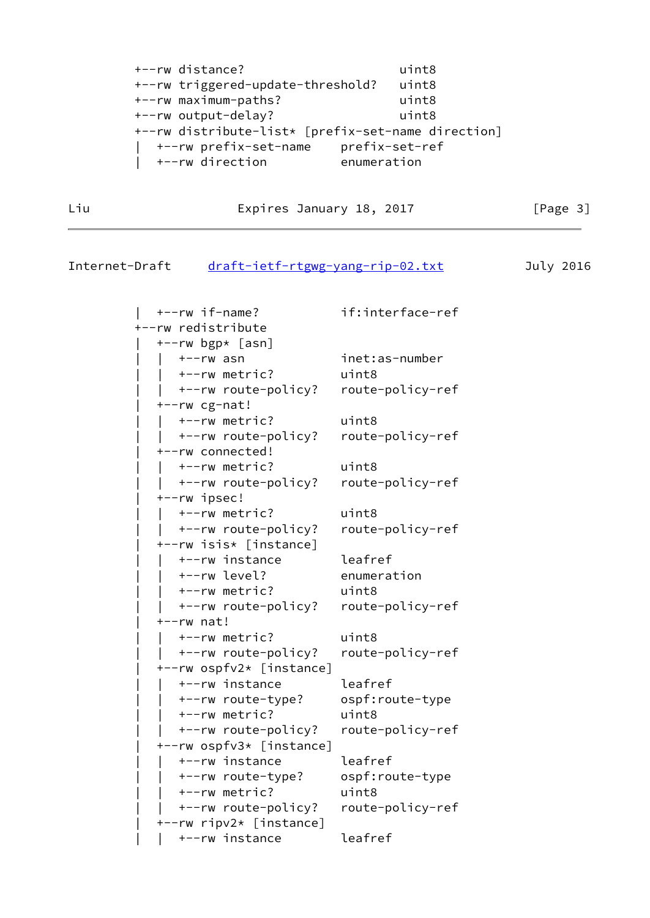```
         +--rw distance?                    uint8
         +--rw triggered-update-threshold?  uint8
         +--rw maximum-paths?               uint8
         +--rw output-delay?                uint8
         +--rw distribute-list* [prefix-set-name direction]
         |  +--rw prefix-set-name    prefix-set-ref
         |  +--rw direction          enumeration
```

```
         |  +--rw if-name?           if:interface-ref
         +--rw redistribute
         |  +--rw bgp* [asn]
         |  |  +--rw asn             inet:as-number
         |  |  +--rw metric?         uint8
         |  |  +--rw route-policy?   route-policy-ref
         |  +--rw cg-nat!
         |  |  +--rw metric?         uint8
         |  |  +--rw route-policy?   route-policy-ref
         |  +--rw connected!
         |  |  +--rw metric?         uint8
         |  |  +--rw route-policy?   route-policy-ref
         |  +--rw ipsec!
         |  |  +--rw metric?         uint8
         |  |  +--rw route-policy?   route-policy-ref
         |  +--rw isis* [instance]
         |  |  +--rw instance        leafref
         |  |  +--rw level?          enumeration
         |  |  +--rw metric?         uint8
         |  |  +--rw route-policy?   route-policy-ref
         |  +--rw nat!
         |  |  +--rw metric?         uint8
         |  |  +--rw route-policy?   route-policy-ref
         |  +--rw ospfv2* [instance]
         |  |  +--rw instance        leafref
         |  |  +--rw route-type?     ospf:route-type
         |  |  +--rw metric?         uint8
         |  |  +--rw route-policy?   route-policy-ref
         |  +--rw ospfv3* [instance]
         |  |  +--rw instance        leafref
         |  |  +--rw route-type?     ospf:route-type
         |  |  +--rw metric?         uint8
         |  |  +--rw route-policy?   route-policy-ref
         |  +--rw ripv2* [instance]
         |  |  +--rw instance        leafref
```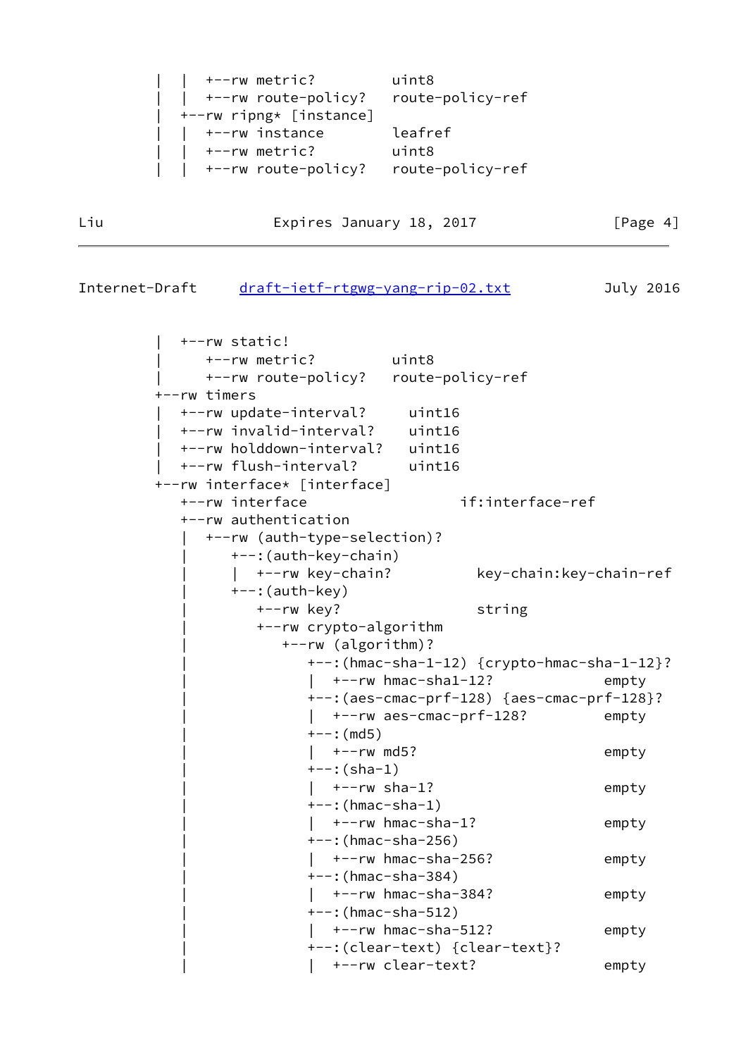```
         |  |  +--rw metric?         uint8
         |  |  +--rw route-policy?   route-policy-ref
         |  +--rw ripng* [instance]
         |  |  +--rw instance        leafref
         |  |  +--rw metric?         uint8
         |  |  +--rw route-policy?   route-policy-ref
```

```
         |  +--rw static!
         |     +--rw metric?         uint8
         |     +--rw route-policy?   route-policy-ref
         +--rw timers
         |  +--rw update-interval?     uint16
         |  +--rw invalid-interval?    uint16
         |  +--rw holddown-interval?   uint16
         |  +--rw flush-interval?      uint16
         +--rw interface* [interface]
            +--rw interface                  if:interface-ref
            +--rw authentication
            |  +--rw (auth-type-selection)?
            |     +--:(auth-key-chain)
            |     |  +--rw key-chain?          key-chain:key-chain-ref
            |     +--:(auth-key)
            |        +--rw key?                string
            |        +--rw crypto-algorithm
            |           +--rw (algorithm)?
            |              +--:(hmac-sha-1-12) {crypto-hmac-sha-1-12}?
            |              |  +--rw hmac-sha1-12?           empty
            |              +--:(aes-cmac-prf-128) {aes-cmac-prf-128}?
            |              |  +--rw aes-cmac-prf-128?       empty
            |              +--:(md5)
            |              |  +--rw md5?                    empty
            |              +--:(sha-1)
            |              |  +--rw sha-1?                  empty
            |              +--:(hmac-sha-1)
            |              |  +--rw hmac-sha-1?             empty
            |              +--:(hmac-sha-256)
            |              |  +--rw hmac-sha-256?           empty
            |              +--:(hmac-sha-384)
            |              |  +--rw hmac-sha-384?           empty
            |              +--:(hmac-sha-512)
            |              |  +--rw hmac-sha-512?           empty
            |              +--:(clear-text) {clear-text}?
            |              |  +--rw clear-text?             empty
```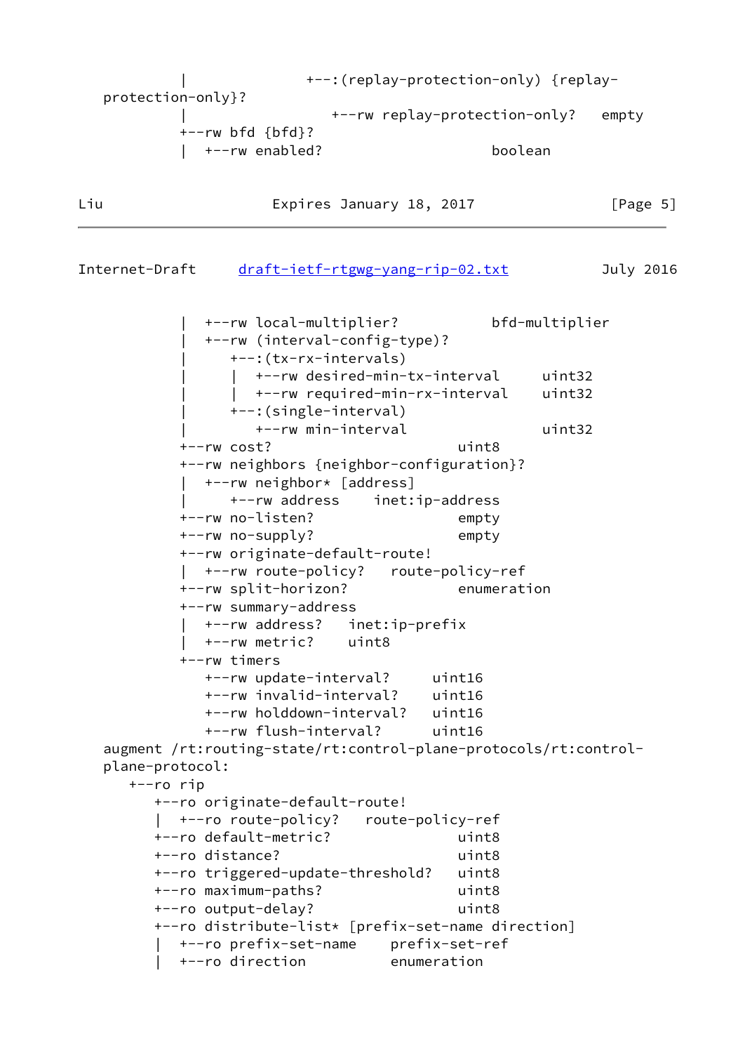```
         |              +--:(replay-protection-only) {replay-
   protection-only}?
         |                 +--rw replay-protection-only?   empty
         +--rw bfd {bfd}?
         |  +--rw enabled?                     boolean
         |  +--rw local-multiplier?            bfd-multiplier
         |  +--rw (interval-config-type)?
         |     +--:(tx-rx-intervals)
         |     |  +--rw desired-min-tx-interval     uint32
         |     |  +--rw required-min-rx-interval    uint32
         |     +--:(single-interval)
         |        +--rw min-interval                uint32
         +--rw cost?                         uint8
         +--rw neighbors {neighbor-configuration}?
         |  +--rw neighbor* [address]
         |     +--rw address    inet:ip-address
         +--rw no-listen?                    empty
         +--rw no-supply?                    empty
         +--rw originate-default-route!
         |  +--rw route-policy?   route-policy-ref
         +--rw split-horizon?                enumeration
         +--rw summary-address
         |  +--rw address?   inet:ip-prefix
         |  +--rw metric?    uint8
         +--rw timers
            +--rw update-interval?     uint16
            +--rw invalid-interval?    uint16
            +--rw holddown-interval?   uint16
            +--rw flush-interval?      uint16
   augment /rt:routing-state/rt:control-plane-protocols/rt:control-
   plane-protocol:
      +--ro rip
         +--ro originate-default-route!
         |  +--ro route-policy?   route-policy-ref
         +--ro default-metric?               uint8
         +--ro distance?                     uint8
         +--ro triggered-update-threshold?   uint8
         +--ro maximum-paths?                uint8
         +--ro output-delay?                 uint8
         +--ro distribute-list* [prefix-set-name direction]
         |  +--ro prefix-set-name    prefix-set-ref
         |  +--ro direction          enumeration
```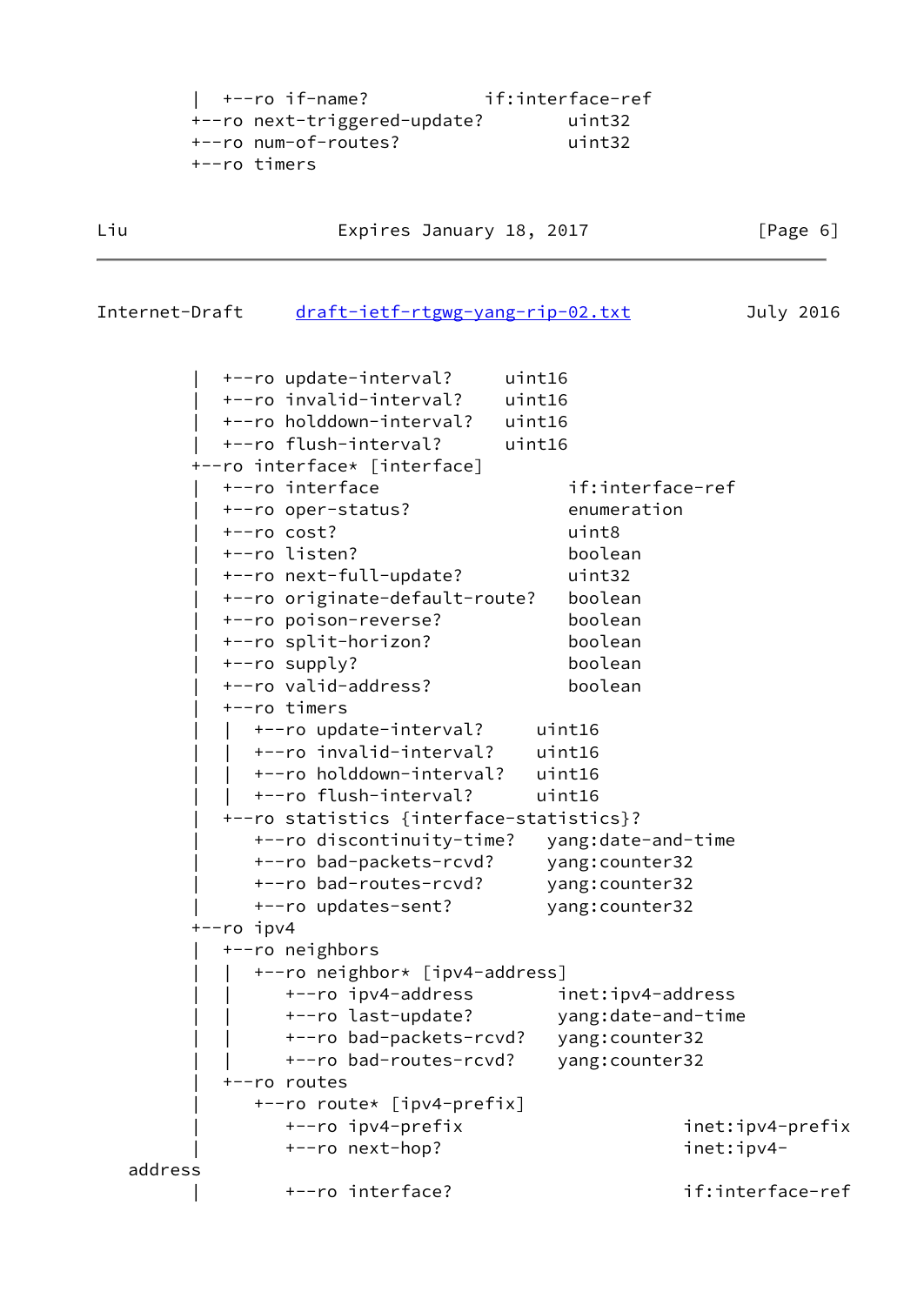```
     |  +--ro if-name?           if:interface-ref
     +--ro next-triggered-update?        uint32
     +--ro num-of-routes?                uint32
     +--ro timers
```

```
     |  +--ro update-interval?     uint16
     |  +--ro invalid-interval?    uint16
     |  +--ro holddown-interval?   uint16
     |  +--ro flush-interval?      uint16
     +--ro interface* [interface]
     |  +--ro interface                 if:interface-ref
     |  +--ro oper-status?              enumeration
     |  +--ro cost?                     uint8
     |  +--ro listen?                   boolean
     |  +--ro next-full-update?         uint32
     |  +--ro originate-default-route?  boolean
     |  +--ro poison-reverse?           boolean
     |  +--ro split-horizon?            boolean
     |  +--ro supply?                   boolean
     |  +--ro valid-address?            boolean
     |  +--ro timers
     |  |  +--ro update-interval?     uint16
     |  |  +--ro invalid-interval?    uint16
     |  |  +--ro holddown-interval?   uint16
     |  |  +--ro flush-interval?      uint16
     |  +--ro statistics {interface-statistics}?
     |     +--ro discontinuity-time?   yang:date-and-time
     |     +--ro bad-packets-rcvd?     yang:counter32
     |     +--ro bad-routes-rcvd?      yang:counter32
     |     +--ro updates-sent?         yang:counter32
     +--ro ipv4
     |  +--ro neighbors
     |  |  +--ro neighbor* [ipv4-address]
     |  |     +--ro ipv4-address        inet:ipv4-address
     |  |     +--ro last-update?        yang:date-and-time
     |  |     +--ro bad-packets-rcvd?   yang:counter32
     |  |     +--ro bad-routes-rcvd?    yang:counter32
     |  +--ro routes
     |     +--ro route* [ipv4-prefix]
     |        +--ro ipv4-prefix                   inet:ipv4-prefix
     |        +--ro next-hop?                     inet:ipv4-
address
     |        +--ro interface?                    if:interface-ref
```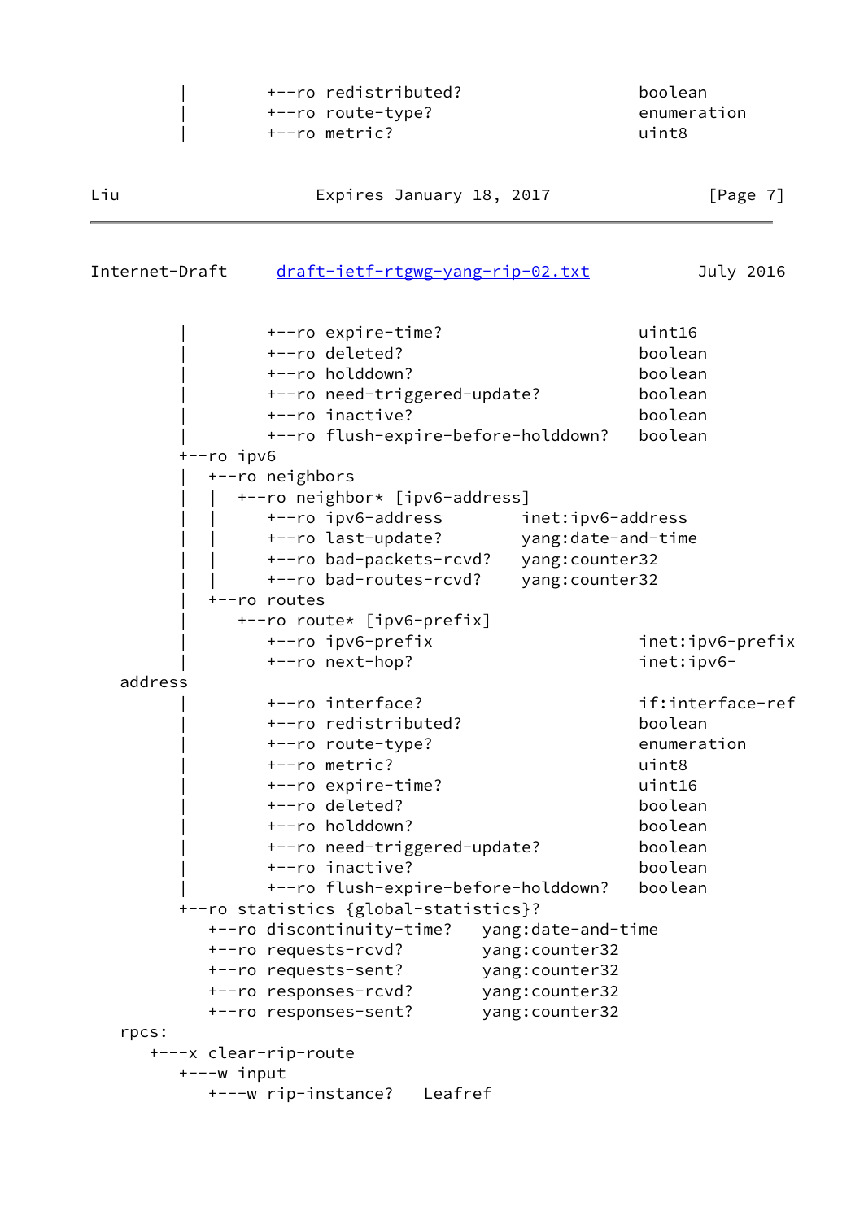```
         |        +--ro redistributed?                boolean
         |        +--ro route-type?                   enumeration
         |        +--ro metric?                       uint8
```

```
         |        +--ro expire-time?                  uint16
         |        +--ro deleted?                      boolean
         |        +--ro holddown?                     boolean
         |        +--ro need-triggered-update?        boolean
         |        +--ro inactive?                     boolean
         |        +--ro flush-expire-before-holddown?   boolean
         +--ro ipv6
         |  +--ro neighbors
         |  |  +--ro neighbor* [ipv6-address]
         |  |     +--ro ipv6-address        inet:ipv6-address
         |  |     +--ro last-update?        yang:date-and-time
         |  |     +--ro bad-packets-rcvd?   yang:counter32
         |  |     +--ro bad-routes-rcvd?    yang:counter32
         |  +--ro routes
         |     +--ro route* [ipv6-prefix]
         |        +--ro ipv6-prefix                   inet:ipv6-prefix
         |        +--ro next-hop?                     inet:ipv6-
   address
         |        +--ro interface?                    if:interface-ref
         |        +--ro redistributed?                boolean
         |        +--ro route-type?                   enumeration
         |        +--ro metric?                       uint8
         |        +--ro expire-time?                  uint16
         |        +--ro deleted?                      boolean
         |        +--ro holddown?                     boolean
         |        +--ro need-triggered-update?        boolean
         |        +--ro inactive?                     boolean
         |        +--ro flush-expire-before-holddown?   boolean
         +--ro statistics {global-statistics}?
            +--ro discontinuity-time?   yang:date-and-time
            +--ro requests-rcvd?        yang:counter32
            +--ro requests-sent?        yang:counter32
            +--ro responses-rcvd?       yang:counter32
            +--ro responses-sent?       yang:counter32
   rpcs:
      +---x clear-rip-route
         +---w input
            +---w rip-instance?   Leafref
```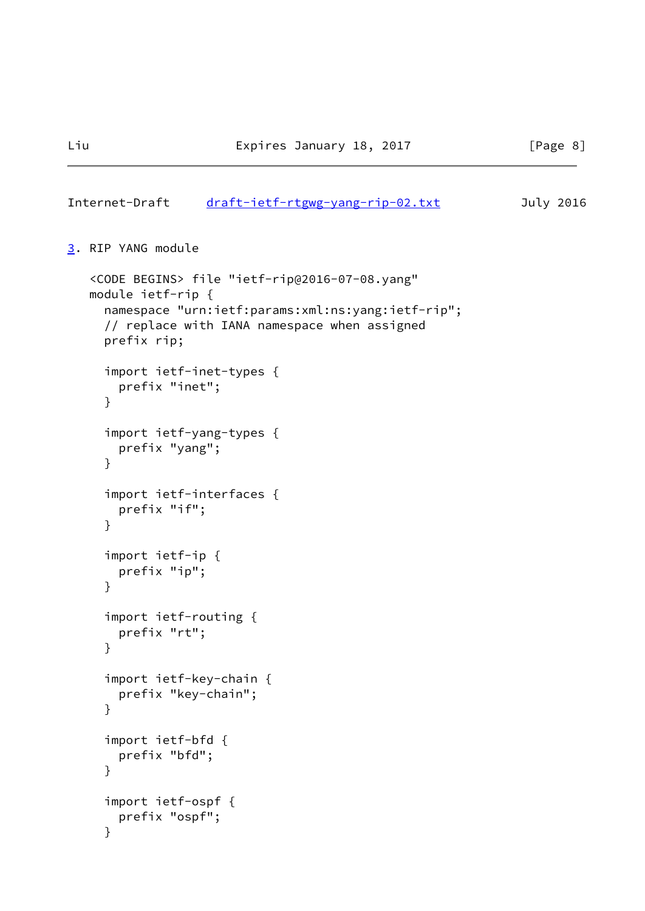## 3. RIP YANG module

```
   <CODE BEGINS> file "ietf-rip@2016-07-08.yang"
   module ietf-rip {
     namespace "urn:ietf:params:xml:ns:yang:ietf-rip";
     // replace with IANA namespace when assigned
     prefix rip;

     import ietf-inet-types {
       prefix "inet";
     }

     import ietf-yang-types {
       prefix "yang";
     }

     import ietf-interfaces {
       prefix "if";
     }

     import ietf-ip {
       prefix "ip";
     }

     import ietf-routing {
       prefix "rt";
     }

     import ietf-key-chain {
       prefix "key-chain";
     }

     import ietf-bfd {
       prefix "bfd";
     }

     import ietf-ospf {
       prefix "ospf";
     }
```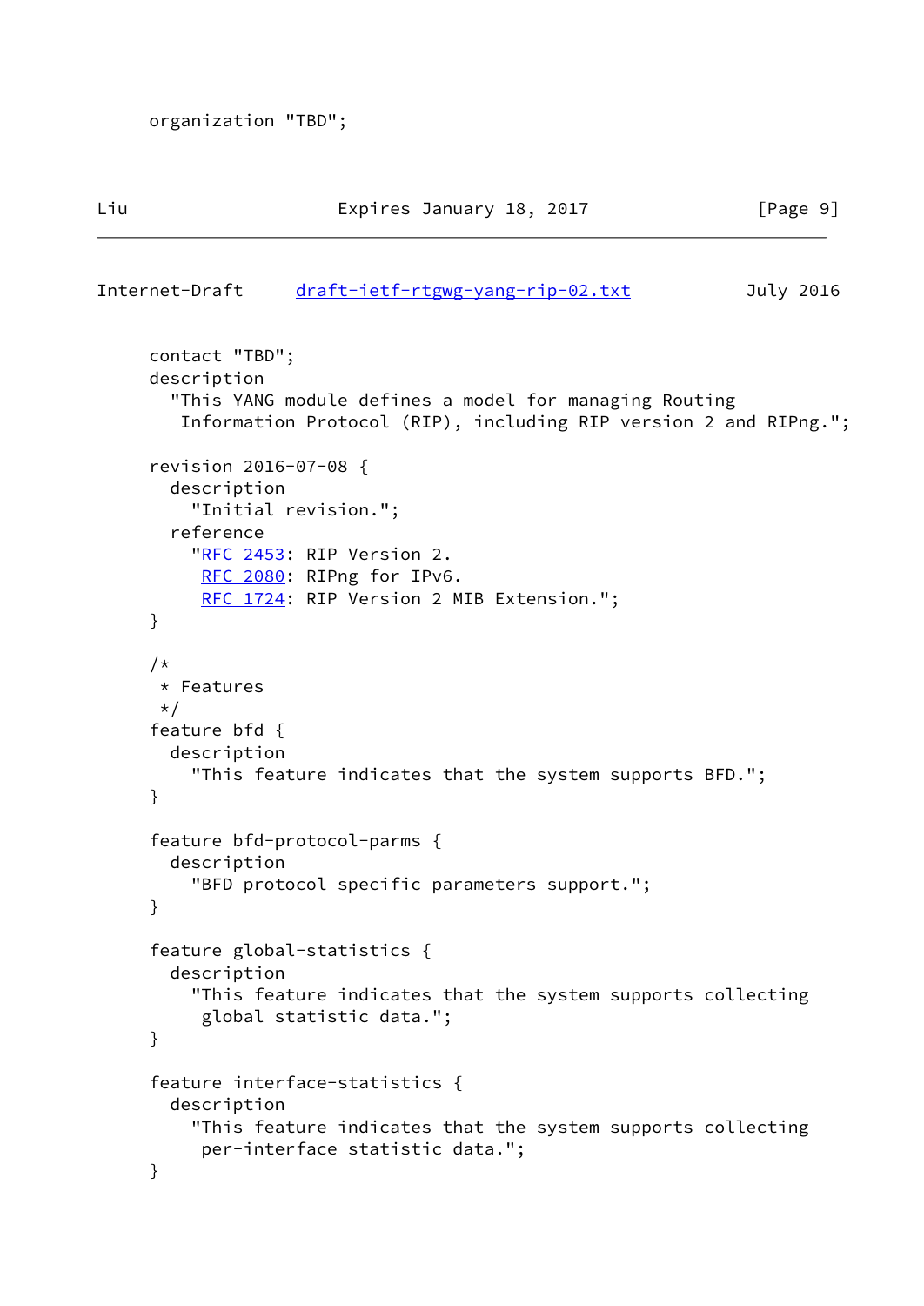```
     organization "TBD";
```

```
     contact "TBD";
     description
       "This YANG module defines a model for managing Routing
        Information Protocol (RIP), including RIP version 2 and RIPng.";

     revision 2016-07-08 {
       description
         "Initial revision.";
       reference
         "RFC 2453: RIP Version 2.
          RFC 2080: RIPng for IPv6.
          RFC 1724: RIP Version 2 MIB Extension.";
     }

     /*
      * Features
      */
     feature bfd {
       description
         "This feature indicates that the system supports BFD.";
     }

     feature bfd-protocol-parms {
       description
         "BFD protocol specific parameters support.";
     }

     feature global-statistics {
       description
         "This feature indicates that the system supports collecting
          global statistic data.";
     }

     feature interface-statistics {
       description
         "This feature indicates that the system supports collecting
          per-interface statistic data.";
     }
```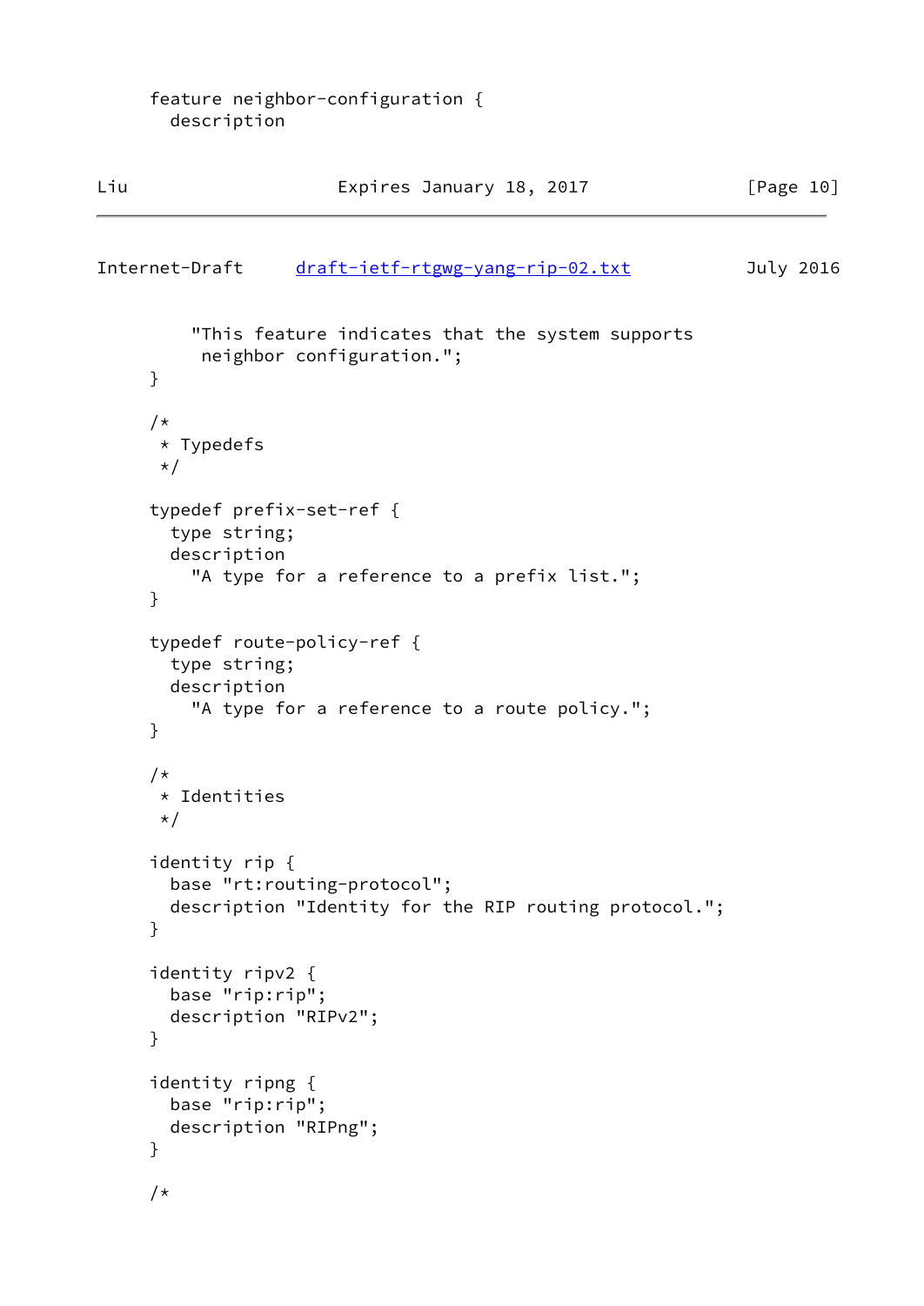```
     feature neighbor-configuration {
       description
         "This feature indicates that the system supports
          neighbor configuration.";
     }

     /*
      * Typedefs
      */

     typedef prefix-set-ref {
       type string;
       description
         "A type for a reference to a prefix list.";
     }

     typedef route-policy-ref {
       type string;
       description
         "A type for a reference to a route policy.";
     }

     /*
      * Identities
      */

     identity rip {
       base "rt:routing-protocol";
       description "Identity for the RIP routing protocol.";
     }

     identity ripv2 {
       base "rip:rip";
       description "RIPv2";
     }

     identity ripng {
       base "rip:rip";
       description "RIPng";
     }

     /*
```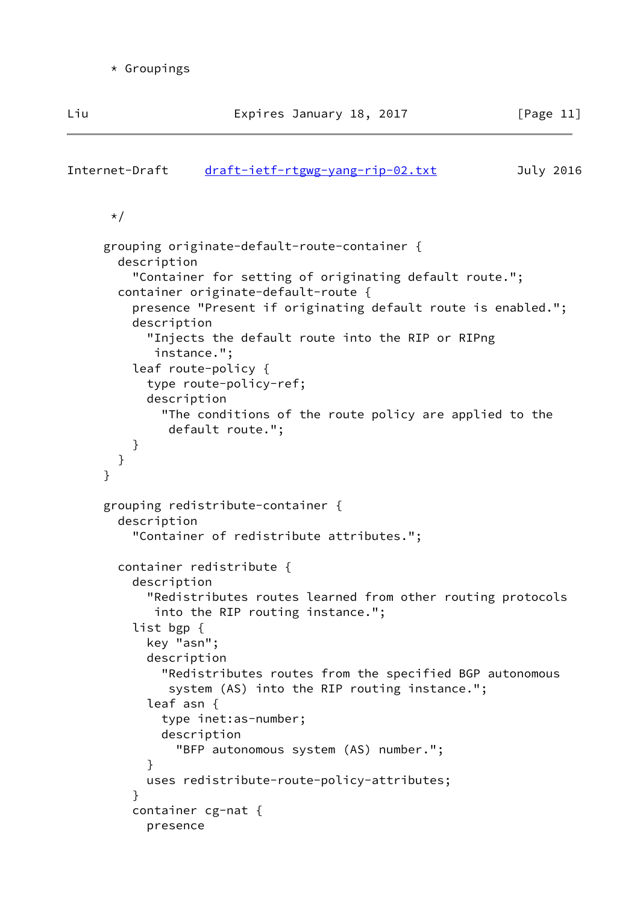```
      * Groupings
```

```
      */

     grouping originate-default-route-container {
       description
         "Container for setting of originating default route.";
       container originate-default-route {
         presence "Present if originating default route is enabled.";
         description
           "Injects the default route into the RIP or RIPng
            instance.";
         leaf route-policy {
           type route-policy-ref;
           description
             "The conditions of the route policy are applied to the
              default route.";
         }
       }
     }

     grouping redistribute-container {
       description
         "Container of redistribute attributes.";

       container redistribute {
         description
           "Redistributes routes learned from other routing protocols
            into the RIP routing instance.";
         list bgp {
           key "asn";
           description
             "Redistributes routes from the specified BGP autonomous
              system (AS) into the RIP routing instance.";
           leaf asn {
             type inet:as-number;
             description
               "BFP autonomous system (AS) number.";
           }
           uses redistribute-route-policy-attributes;
         }
         container cg-nat {
           presence
```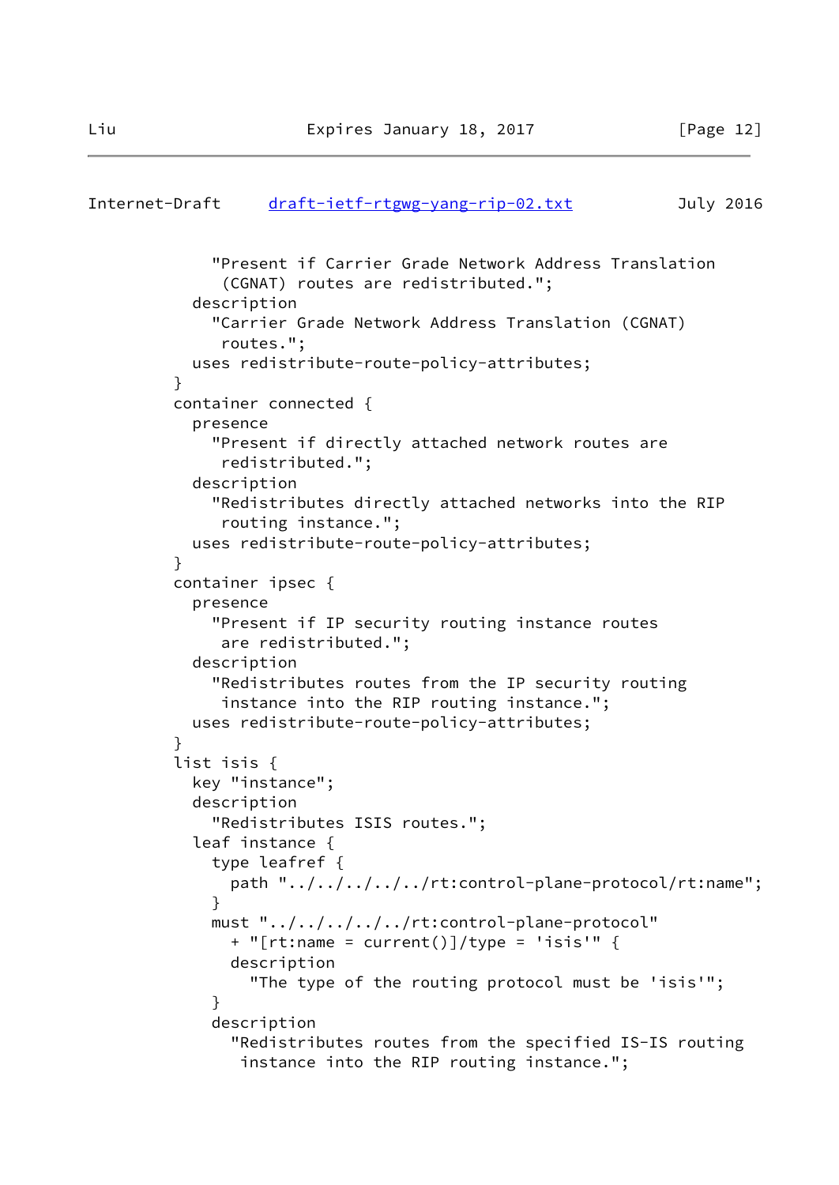```
            "Present if Carrier Grade Network Address Translation
             (CGNAT) routes are redistributed.";
          description
            "Carrier Grade Network Address Translation (CGNAT)
             routes.";
          uses redistribute-route-policy-attributes;
        }
        container connected {
          presence
            "Present if directly attached network routes are
             redistributed.";
          description
            "Redistributes directly attached networks into the RIP
             routing instance.";
          uses redistribute-route-policy-attributes;
        }
        container ipsec {
          presence
            "Present if IP security routing instance routes
             are redistributed.";
          description
            "Redistributes routes from the IP security routing
             instance into the RIP routing instance.";
          uses redistribute-route-policy-attributes;
        }
        list isis {
          key "instance";
          description
            "Redistributes ISIS routes.";
          leaf instance {
            type leafref {
              path "../../../../../rt:control-plane-protocol/rt:name";
            }
            must "../../../../../rt:control-plane-protocol"
              + "[rt:name = current()]/type = 'isis'" {
              description
                "The type of the routing protocol must be 'isis'";
            }
            description
              "Redistributes routes from the specified IS-IS routing
               instance into the RIP routing instance.";
```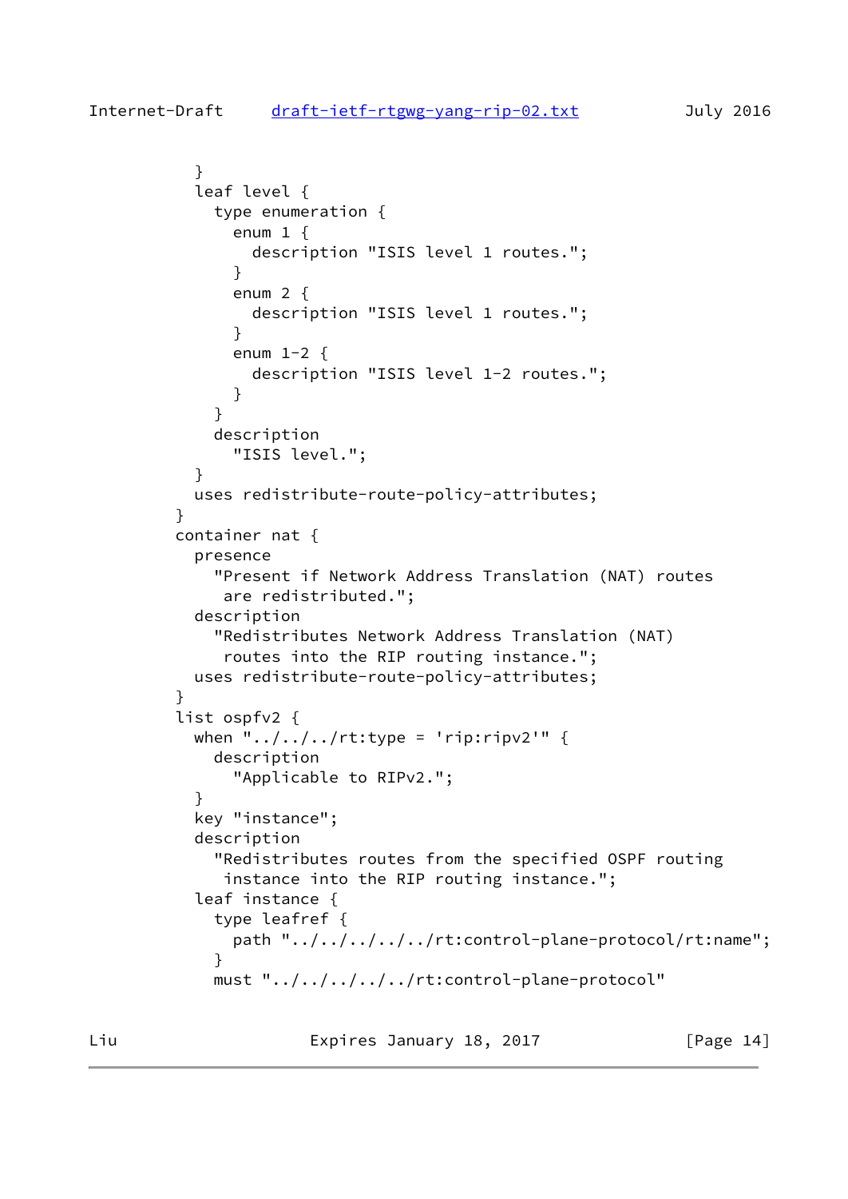```
          }
          leaf level {
            type enumeration {
              enum 1 {
                description "ISIS level 1 routes.";
              }
              enum 2 {
                description "ISIS level 1 routes.";
              }
              enum 1-2 {
                description "ISIS level 1-2 routes.";
              }
            }
            description
              "ISIS level.";
          }
          uses redistribute-route-policy-attributes;
        }
        container nat {
          presence
            "Present if Network Address Translation (NAT) routes
             are redistributed.";
          description
            "Redistributes Network Address Translation (NAT)
             routes into the RIP routing instance.";
          uses redistribute-route-policy-attributes;
        }
        list ospfv2 {
          when "../../../rt:type = 'rip:ripv2'" {
            description
              "Applicable to RIPv2.";
          }
          key "instance";
          description
            "Redistributes routes from the specified OSPF routing
             instance into the RIP routing instance.";
          leaf instance {
            type leafref {
              path "../../../../../rt:control-plane-protocol/rt:name";
            }
            must "../../../../../rt:control-plane-protocol"
```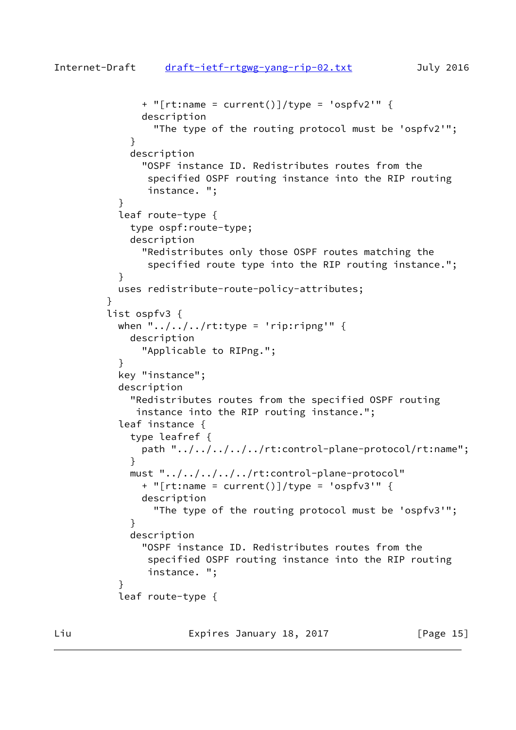```
              + "[rt:name = current()]/type = 'ospfv2'" {
              description
                "The type of the routing protocol must be 'ospfv2'";
            }
            description
              "OSPF instance ID. Redistributes routes from the
               specified OSPF routing instance into the RIP routing
               instance. ";
          }
          leaf route-type {
            type ospf:route-type;
            description
              "Redistributes only those OSPF routes matching the
               specified route type into the RIP routing instance.";
          }
          uses redistribute-route-policy-attributes;
        }
        list ospfv3 {
          when "../../../rt:type = 'rip:ripng'" {
            description
              "Applicable to RIPng.";
          }
          key "instance";
          description
            "Redistributes routes from the specified OSPF routing
             instance into the RIP routing instance.";
          leaf instance {
            type leafref {
              path "../../../../../rt:control-plane-protocol/rt:name";
            }
            must "../../../../../rt:control-plane-protocol"
              + "[rt:name = current()]/type = 'ospfv3'" {
              description
                "The type of the routing protocol must be 'ospfv3'";
            }
            description
              "OSPF instance ID. Redistributes routes from the
               specified OSPF routing instance into the RIP routing
               instance. ";
          }
          leaf route-type {
```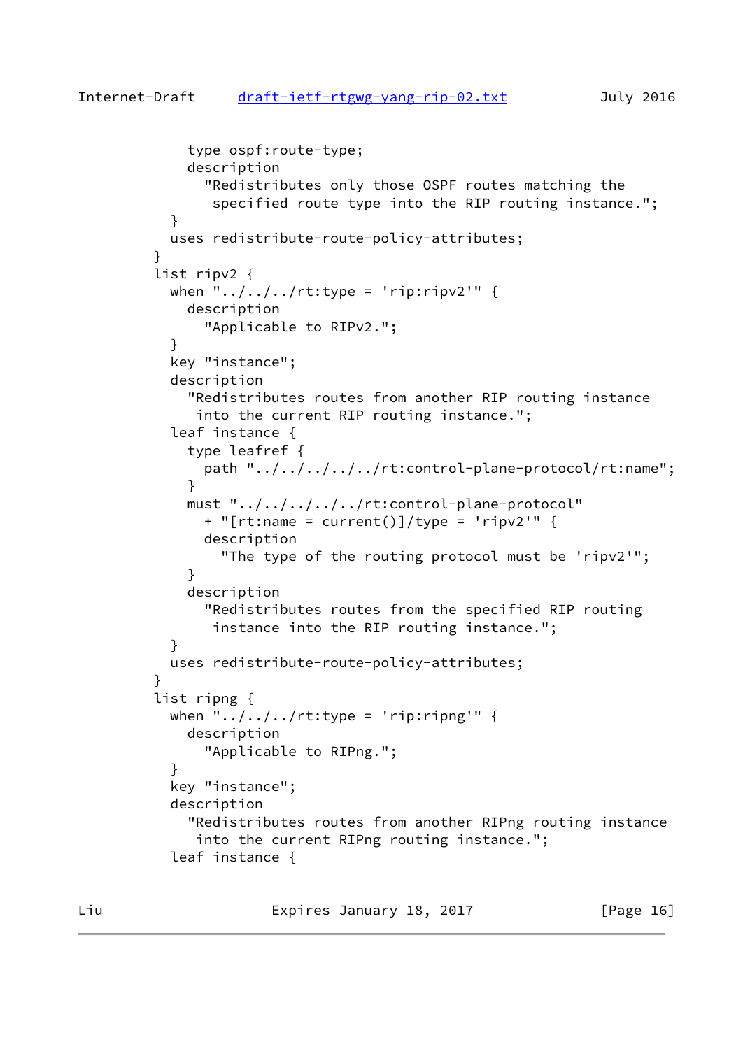```
            type ospf:route-type;
            description
              "Redistributes only those OSPF routes matching the
               specified route type into the RIP routing instance.";
          }
          uses redistribute-route-policy-attributes;
        }
        list ripv2 {
          when "../../../rt:type = 'rip:ripv2'" {
            description
              "Applicable to RIPv2.";
          }
          key "instance";
          description
            "Redistributes routes from another RIP routing instance
             into the current RIP routing instance.";
          leaf instance {
            type leafref {
              path "../../../../../rt:control-plane-protocol/rt:name";
            }
            must "../../../../../rt:control-plane-protocol"
              + "[rt:name = current()]/type = 'ripv2'" {
              description
                "The type of the routing protocol must be 'ripv2'";
            }
            description
              "Redistributes routes from the specified RIP routing
               instance into the RIP routing instance.";
          }
          uses redistribute-route-policy-attributes;
        }
        list ripng {
          when "../../../rt:type = 'rip:ripng'" {
            description
              "Applicable to RIPng.";
          }
          key "instance";
          description
            "Redistributes routes from another RIPng routing instance
             into the current RIPng routing instance.";
          leaf instance {
```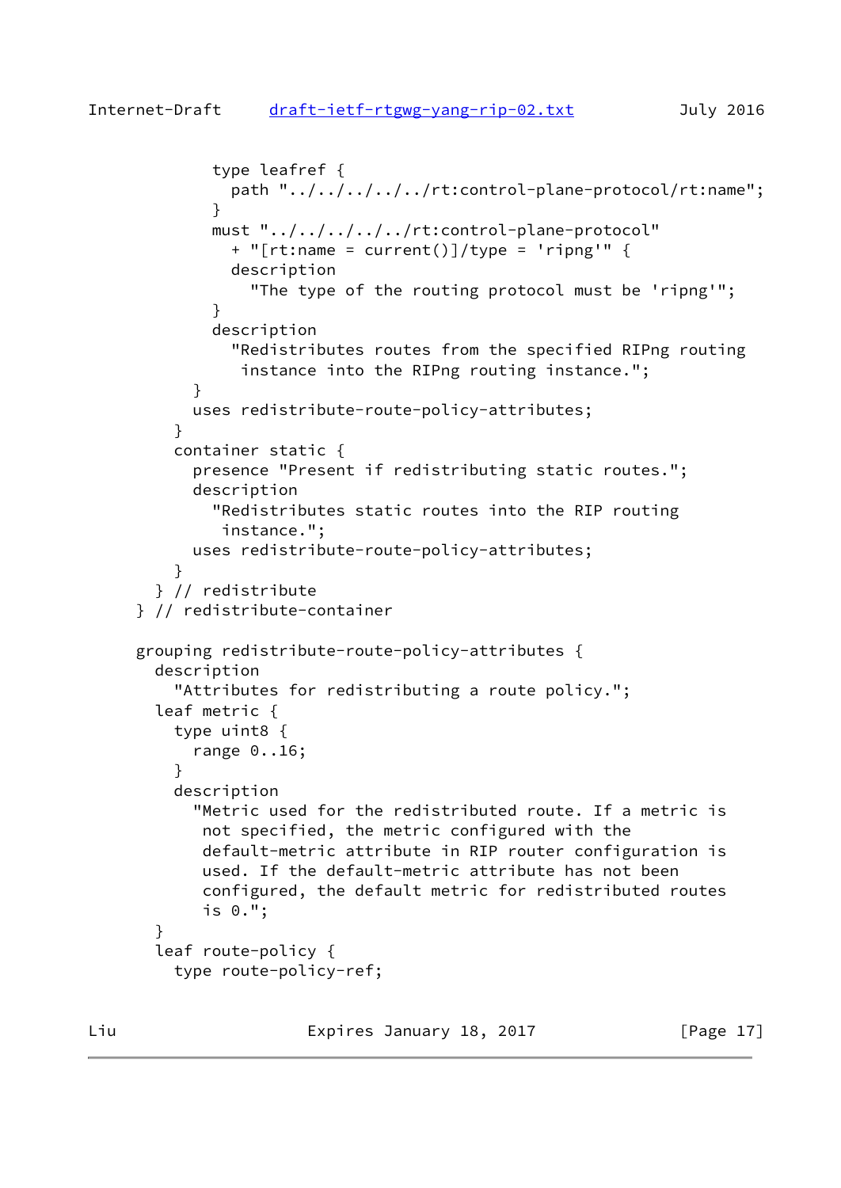```
            type leafref {
              path "../../../../../rt:control-plane-protocol/rt:name";
            }
            must "../../../../../rt:control-plane-protocol"
              + "[rt:name = current()]/type = 'ripng'" {
              description
                "The type of the routing protocol must be 'ripng'";
            }
            description
              "Redistributes routes from the specified RIPng routing
               instance into the RIPng routing instance.";
          }
          uses redistribute-route-policy-attributes;
        }
        container static {
          presence "Present if redistributing static routes.";
          description
            "Redistributes static routes into the RIP routing
             instance.";
          uses redistribute-route-policy-attributes;
        }
      } // redistribute
    } // redistribute-container

    grouping redistribute-route-policy-attributes {
      description
        "Attributes for redistributing a route policy.";
      leaf metric {
        type uint8 {
          range 0..16;
        }
        description
          "Metric used for the redistributed route. If a metric is
           not specified, the metric configured with the
           default-metric attribute in RIP router configuration is
           used. If the default-metric attribute has not been
           configured, the default metric for redistributed routes
           is 0.";
      }
      leaf route-policy {
        type route-policy-ref;
```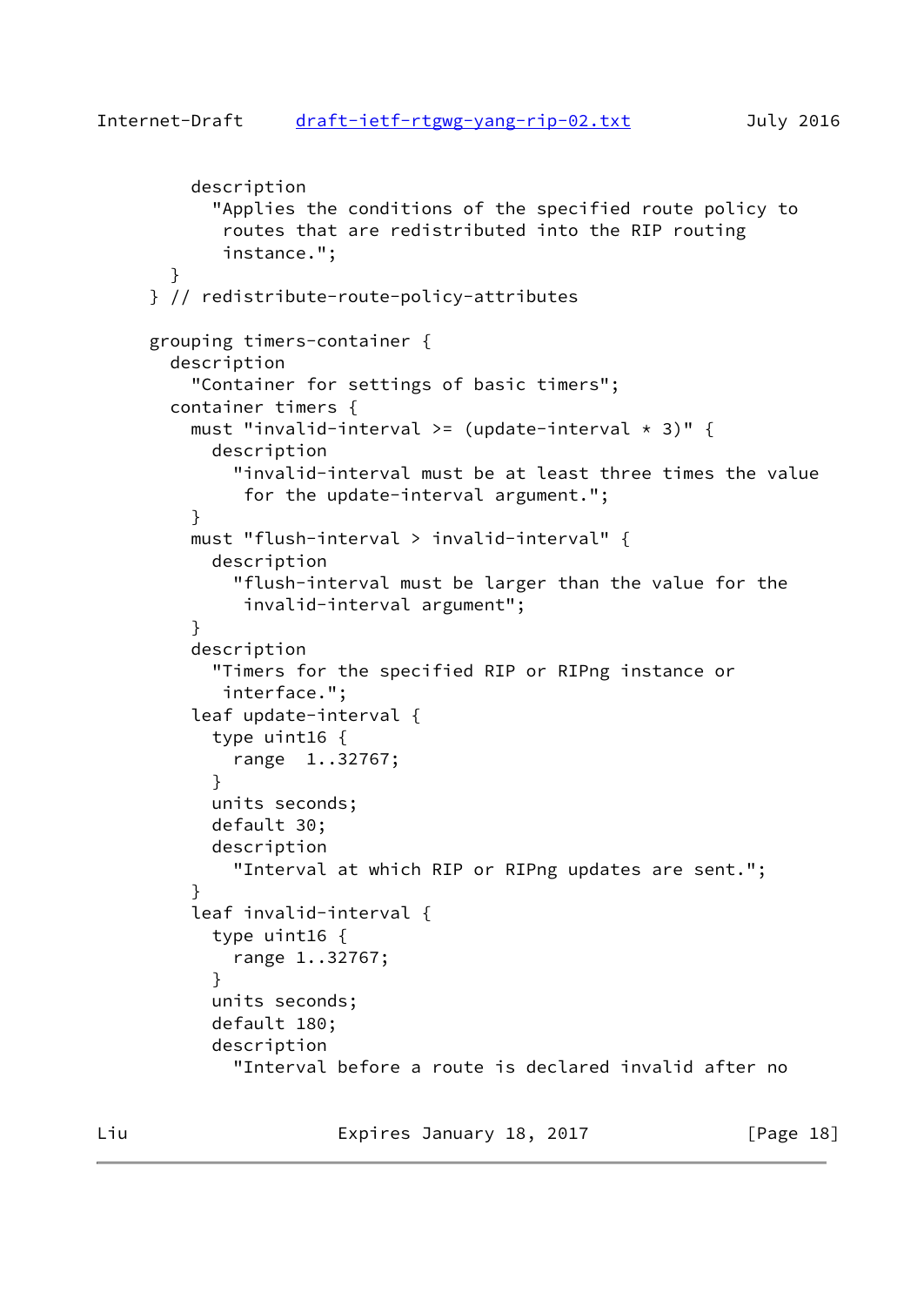```
        description
          "Applies the conditions of the specified route policy to
           routes that are redistributed into the RIP routing
           instance.";
      }
    } // redistribute-route-policy-attributes

    grouping timers-container {
      description
        "Container for settings of basic timers";
      container timers {
        must "invalid-interval >= (update-interval * 3)" {
          description
            "invalid-interval must be at least three times the value
             for the update-interval argument.";
        }
        must "flush-interval > invalid-interval" {
          description
            "flush-interval must be larger than the value for the
             invalid-interval argument";
        }
        description
          "Timers for the specified RIP or RIPng instance or
           interface.";
        leaf update-interval {
          type uint16 {
            range  1..32767;
          }
          units seconds;
          default 30;
          description
            "Interval at which RIP or RIPng updates are sent.";
        }
        leaf invalid-interval {
          type uint16 {
            range 1..32767;
          }
          units seconds;
          default 180;
          description
            "Interval before a route is declared invalid after no
```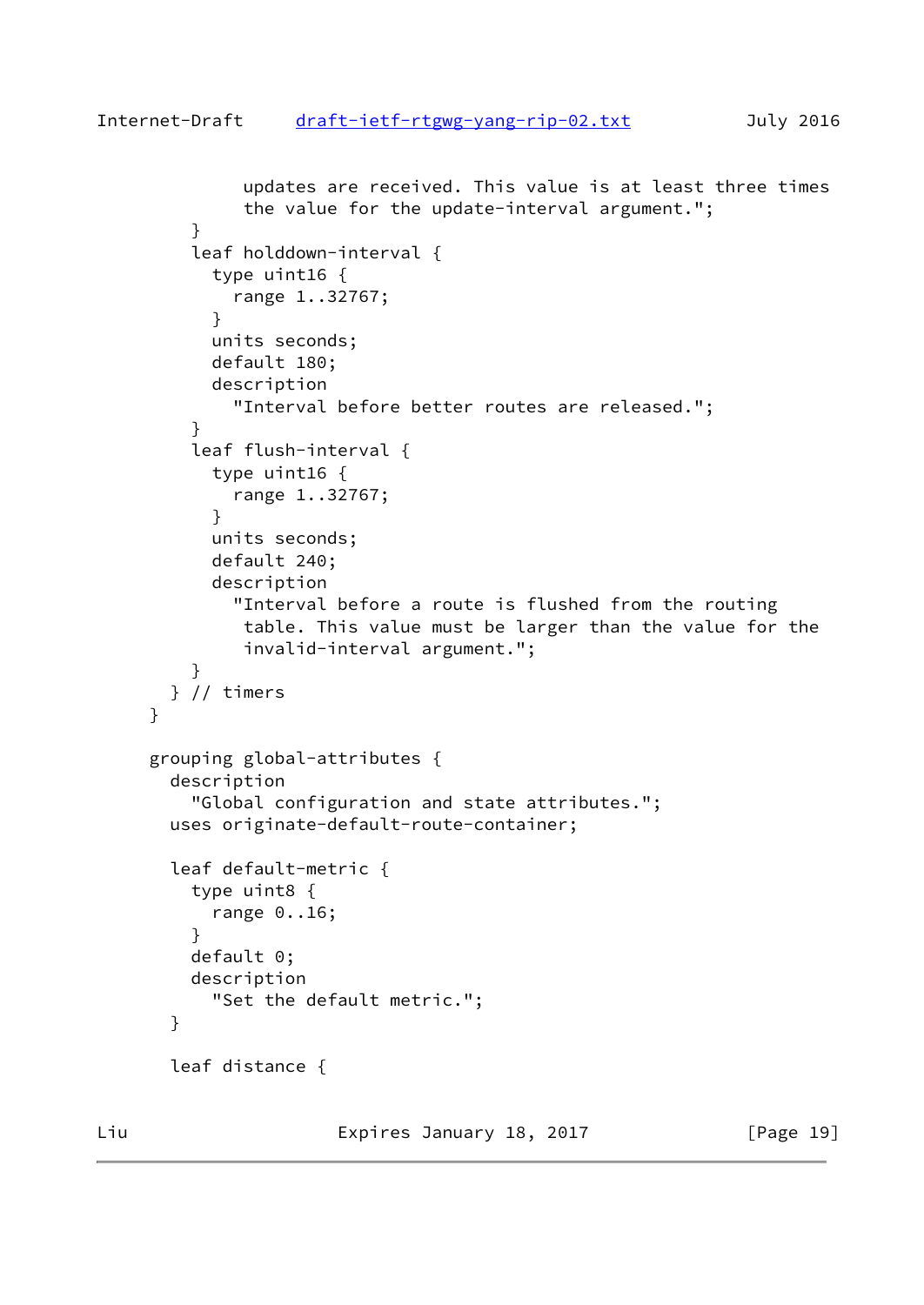```
             updates are received. This value is at least three times
             the value for the update-interval argument.";
        }
        leaf holddown-interval {
          type uint16 {
            range 1..32767;
          }
          units seconds;
          default 180;
          description
            "Interval before better routes are released.";
        }
        leaf flush-interval {
          type uint16 {
            range 1..32767;
          }
          units seconds;
          default 240;
          description
            "Interval before a route is flushed from the routing
             table. This value must be larger than the value for the
             invalid-interval argument.";
        }
      } // timers
    }

    grouping global-attributes {
      description
        "Global configuration and state attributes.";
      uses originate-default-route-container;

      leaf default-metric {
        type uint8 {
          range 0..16;
        }
        default 0;
        description
          "Set the default metric.";
      }

      leaf distance {
```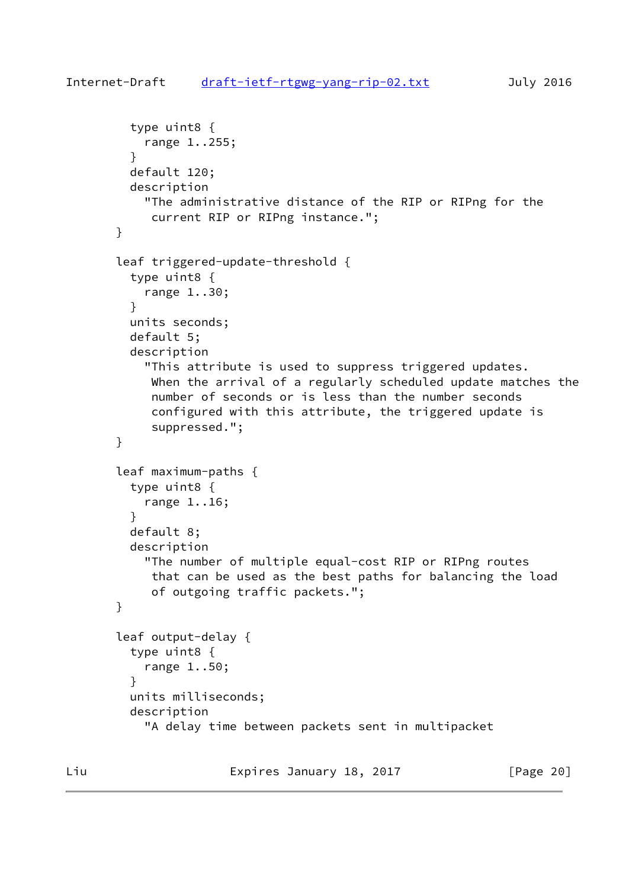```
          type uint8 {
            range 1..255;
          }
          default 120;
          description
            "The administrative distance of the RIP or RIPng for the
             current RIP or RIPng instance.";
        }

        leaf triggered-update-threshold {
          type uint8 {
            range 1..30;
          }
          units seconds;
          default 5;
          description
            "This attribute is used to suppress triggered updates.
             When the arrival of a regularly scheduled update matches the
             number of seconds or is less than the number seconds
             configured with this attribute, the triggered update is
             suppressed.";
        }

        leaf maximum-paths {
          type uint8 {
            range 1..16;
          }
          default 8;
          description
            "The number of multiple equal-cost RIP or RIPng routes
             that can be used as the best paths for balancing the load
             of outgoing traffic packets.";
        }

        leaf output-delay {
          type uint8 {
            range 1..50;
          }
          units milliseconds;
          description
            "A delay time between packets sent in multipacket
```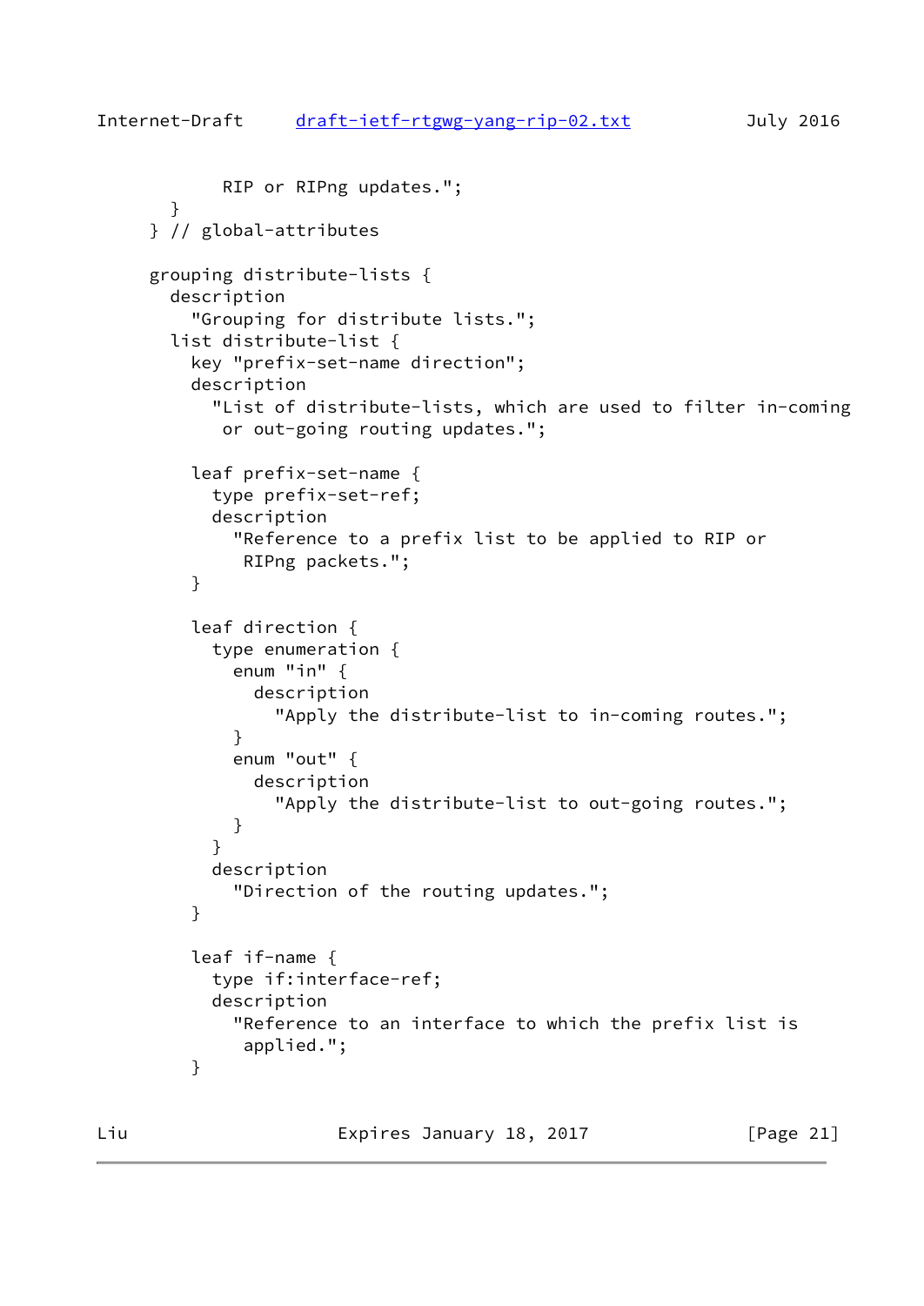```
           RIP or RIPng updates.";
      }
    } // global-attributes

    grouping distribute-lists {
      description
        "Grouping for distribute lists.";
      list distribute-list {
        key "prefix-set-name direction";
        description
          "List of distribute-lists, which are used to filter in-coming
           or out-going routing updates.";

        leaf prefix-set-name {
          type prefix-set-ref;
          description
            "Reference to a prefix list to be applied to RIP or
             RIPng packets.";
        }

        leaf direction {
          type enumeration {
            enum "in" {
              description
                "Apply the distribute-list to in-coming routes.";
            }
            enum "out" {
              description
                "Apply the distribute-list to out-going routes.";
            }
          }
          description
            "Direction of the routing updates.";
        }

        leaf if-name {
          type if:interface-ref;
          description
            "Reference to an interface to which the prefix list is
             applied.";
        }
```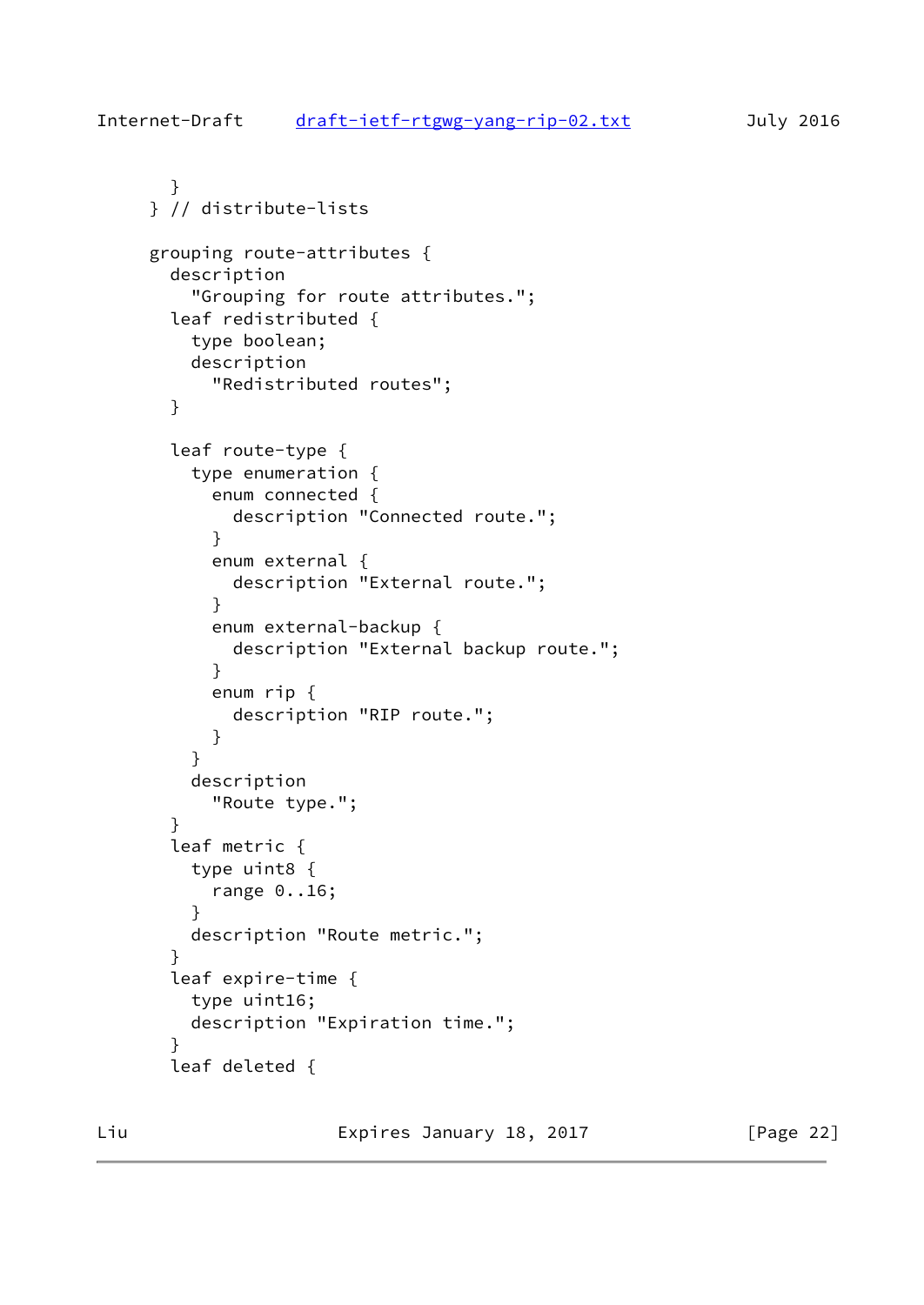```
      }
    } // distribute-lists

    grouping route-attributes {
      description
        "Grouping for route attributes.";
      leaf redistributed {
        type boolean;
        description
          "Redistributed routes";
      }

      leaf route-type {
        type enumeration {
          enum connected {
            description "Connected route.";
          }
          enum external {
            description "External route.";
          }
          enum external-backup {
            description "External backup route.";
          }
          enum rip {
            description "RIP route.";
          }
        }
        description
          "Route type.";
      }
      leaf metric {
        type uint8 {
          range 0..16;
        }
        description "Route metric.";
      }
      leaf expire-time {
        type uint16;
        description "Expiration time.";
      }
      leaf deleted {
```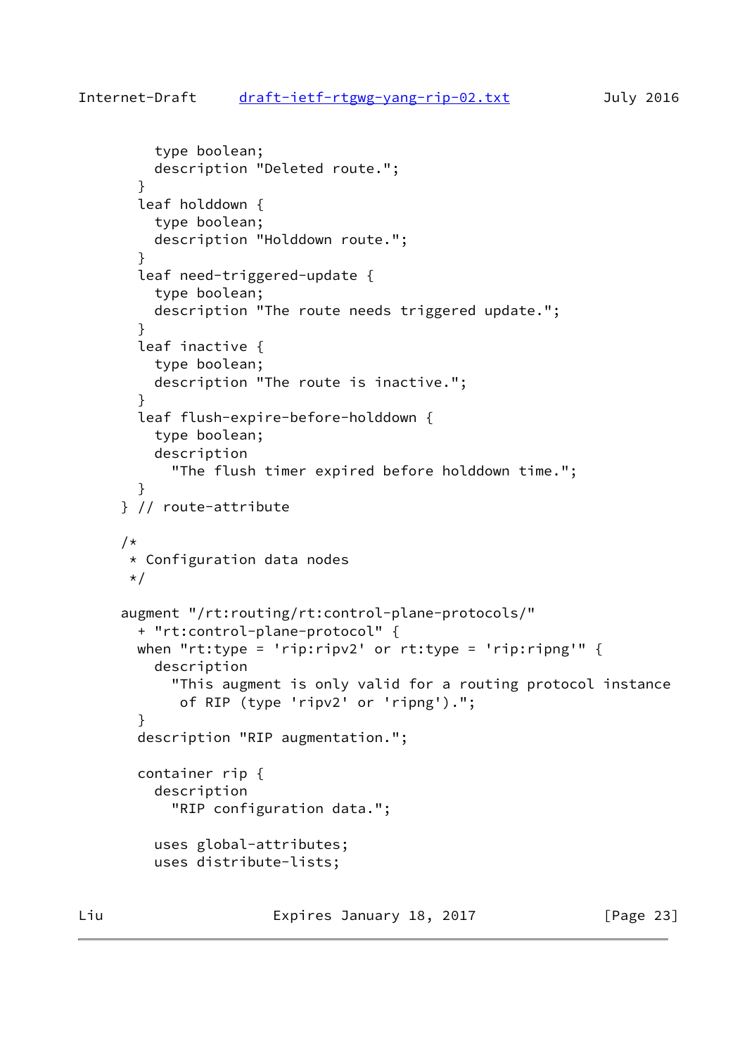```
          type boolean;
          description "Deleted route.";
        }
        leaf holddown {
          type boolean;
          description "Holddown route.";
        }
        leaf need-triggered-update {
          type boolean;
          description "The route needs triggered update.";
        }
        leaf inactive {
          type boolean;
          description "The route is inactive.";
        }
        leaf flush-expire-before-holddown {
          type boolean;
          description
            "The flush timer expired before holddown time.";
        }
      } // route-attribute

      /*
       * Configuration data nodes
       */

      augment "/rt:routing/rt:control-plane-protocols/"
        + "rt:control-plane-protocol" {
        when "rt:type = 'rip:ripv2' or rt:type = 'rip:ripng'" {
          description
            "This augment is only valid for a routing protocol instance
             of RIP (type 'ripv2' or 'ripng').";
        }
        description "RIP augmentation.";

        container rip {
          description
            "RIP configuration data.";

          uses global-attributes;
          uses distribute-lists;
```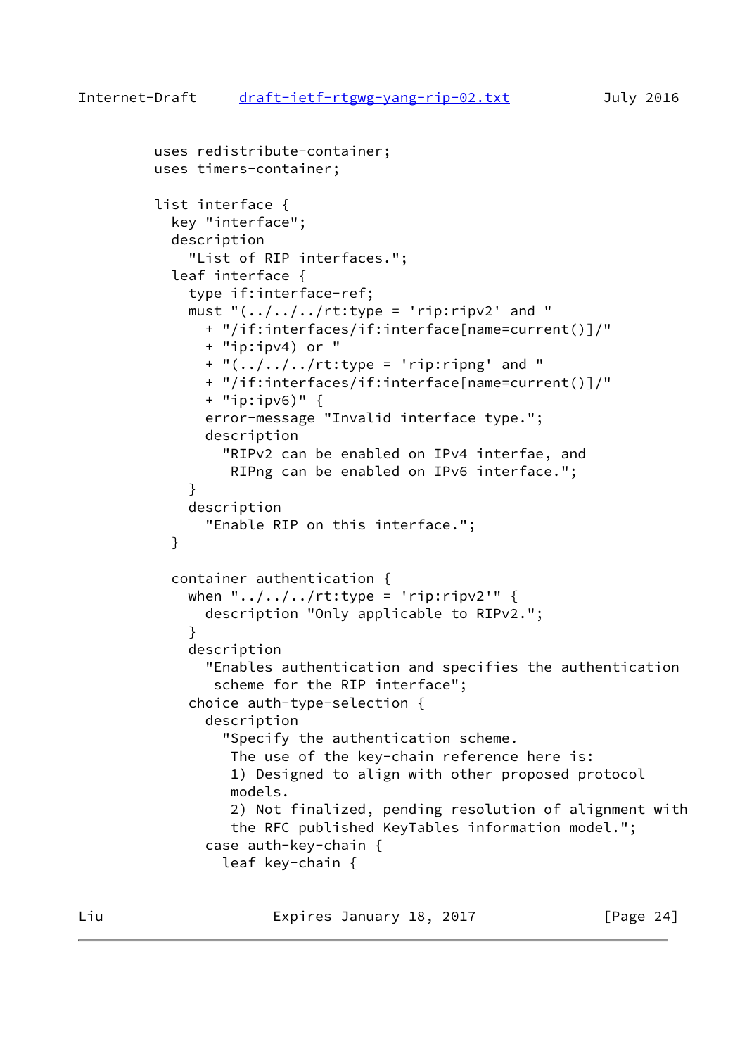```
         uses redistribute-container;
         uses timers-container;

         list interface {
           key "interface";
           description
             "List of RIP interfaces.";
           leaf interface {
             type if:interface-ref;
             must "(../../../rt:type = 'rip:ripv2' and "
               + "/if:interfaces/if:interface[name=current()]/"
               + "ip:ipv4) or "
               + "(../../../rt:type = 'rip:ripng' and "
               + "/if:interfaces/if:interface[name=current()]/"
               + "ip:ipv6)" {
               error-message "Invalid interface type.";
               description
                 "RIPv2 can be enabled on IPv4 interfae, and
                  RIPng can be enabled on IPv6 interface.";
             }
             description
               "Enable RIP on this interface.";
           }

           container authentication {
             when "../../../rt:type = 'rip:ripv2'" {
               description "Only applicable to RIPv2.";
             }
             description
               "Enables authentication and specifies the authentication
                scheme for the RIP interface";
             choice auth-type-selection {
               description
                 "Specify the authentication scheme.
                  The use of the key-chain reference here is:
                  1) Designed to align with other proposed protocol
                  models.
                  2) Not finalized, pending resolution of alignment with
                  the RFC published KeyTables information model.";
               case auth-key-chain {
                 leaf key-chain {
```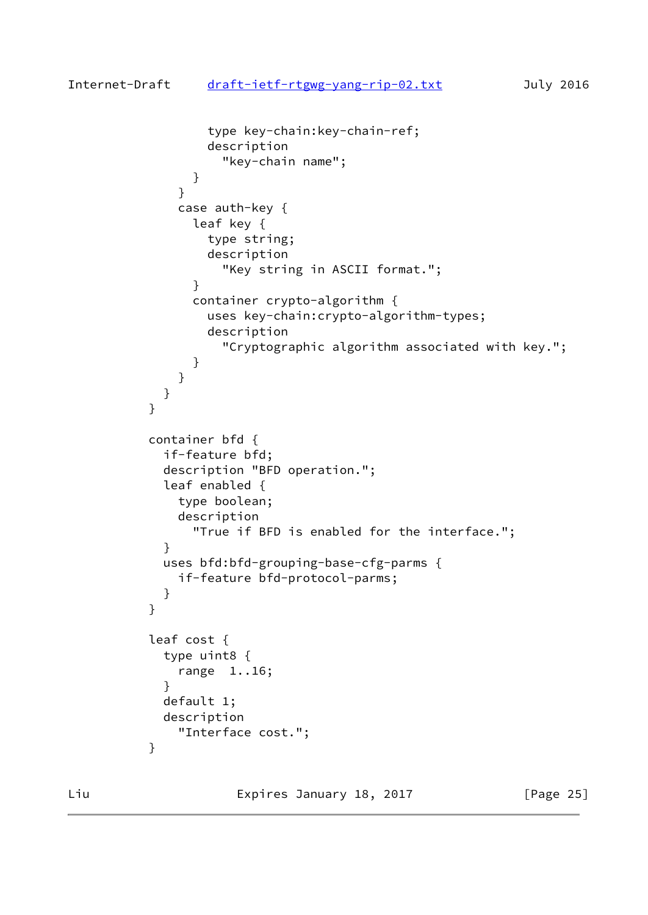```
              type key-chain:key-chain-ref;
              description
                "key-chain name";
            }
          }
          case auth-key {
            leaf key {
              type string;
              description
                "Key string in ASCII format.";
            }
            container crypto-algorithm {
              uses key-chain:crypto-algorithm-types;
              description
                "Cryptographic algorithm associated with key.";
            }
          }
        }
      }

      container bfd {
        if-feature bfd;
        description "BFD operation.";
        leaf enabled {
          type boolean;
          description
            "True if BFD is enabled for the interface.";
        }
        uses bfd:bfd-grouping-base-cfg-parms {
          if-feature bfd-protocol-parms;
        }
      }

      leaf cost {
        type uint8 {
          range  1..16;
        }
        default 1;
        description
          "Interface cost.";
      }
```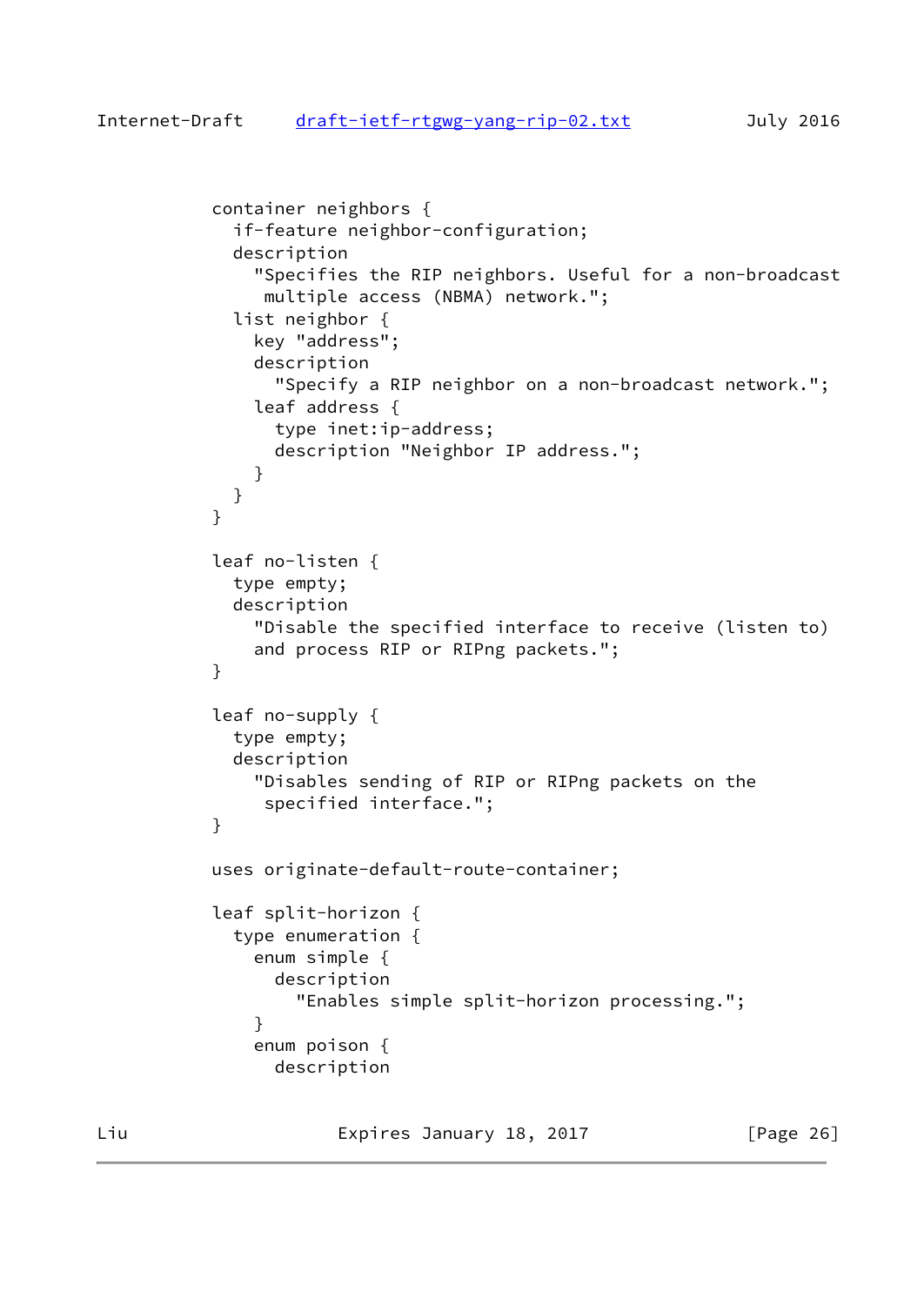```
          container neighbors {
            if-feature neighbor-configuration;
            description
              "Specifies the RIP neighbors. Useful for a non-broadcast
               multiple access (NBMA) network.";
            list neighbor {
              key "address";
              description
                "Specify a RIP neighbor on a non-broadcast network.";
              leaf address {
                type inet:ip-address;
                description "Neighbor IP address.";
              }
            }
          }

          leaf no-listen {
            type empty;
            description
              "Disable the specified interface to receive (listen to)
              and process RIP or RIPng packets.";
          }

          leaf no-supply {
            type empty;
            description
              "Disables sending of RIP or RIPng packets on the
               specified interface.";
          }

          uses originate-default-route-container;

          leaf split-horizon {
            type enumeration {
              enum simple {
                description
                  "Enables simple split-horizon processing.";
              }
              enum poison {
                description
```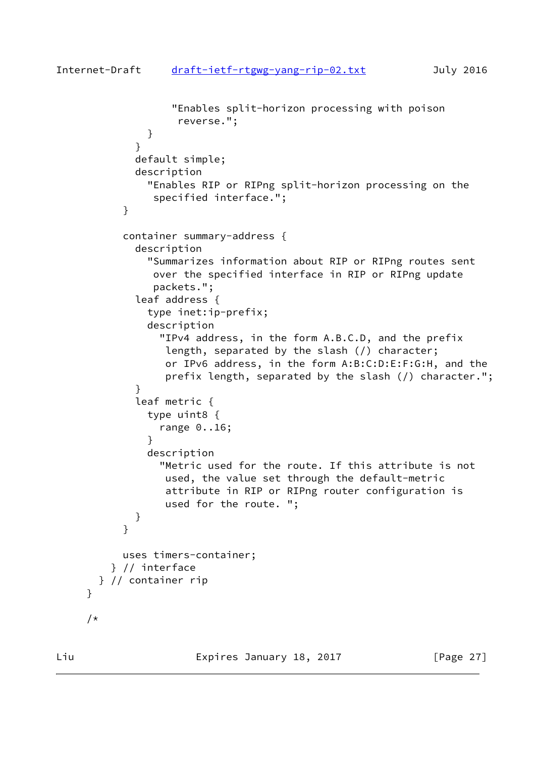```
                "Enables split-horizon processing with poison
                 reverse.";
            }
          }
          default simple;
          description
            "Enables RIP or RIPng split-horizon processing on the
             specified interface.";
        }

        container summary-address {
          description
            "Summarizes information about RIP or RIPng routes sent
             over the specified interface in RIP or RIPng update
             packets.";
          leaf address {
            type inet:ip-prefix;
            description
              "IPv4 address, in the form A.B.C.D, and the prefix
               length, separated by the slash (/) character;
               or IPv6 address, in the form A:B:C:D:E:F:G:H, and the
               prefix length, separated by the slash (/) character.";
          }
          leaf metric {
            type uint8 {
              range 0..16;
            }
            description
              "Metric used for the route. If this attribute is not
               used, the value set through the default-metric
               attribute in RIP or RIPng router configuration is
               used for the route. ";
          }
        }

        uses timers-container;
      } // interface
    } // container rip
  }

  /*
```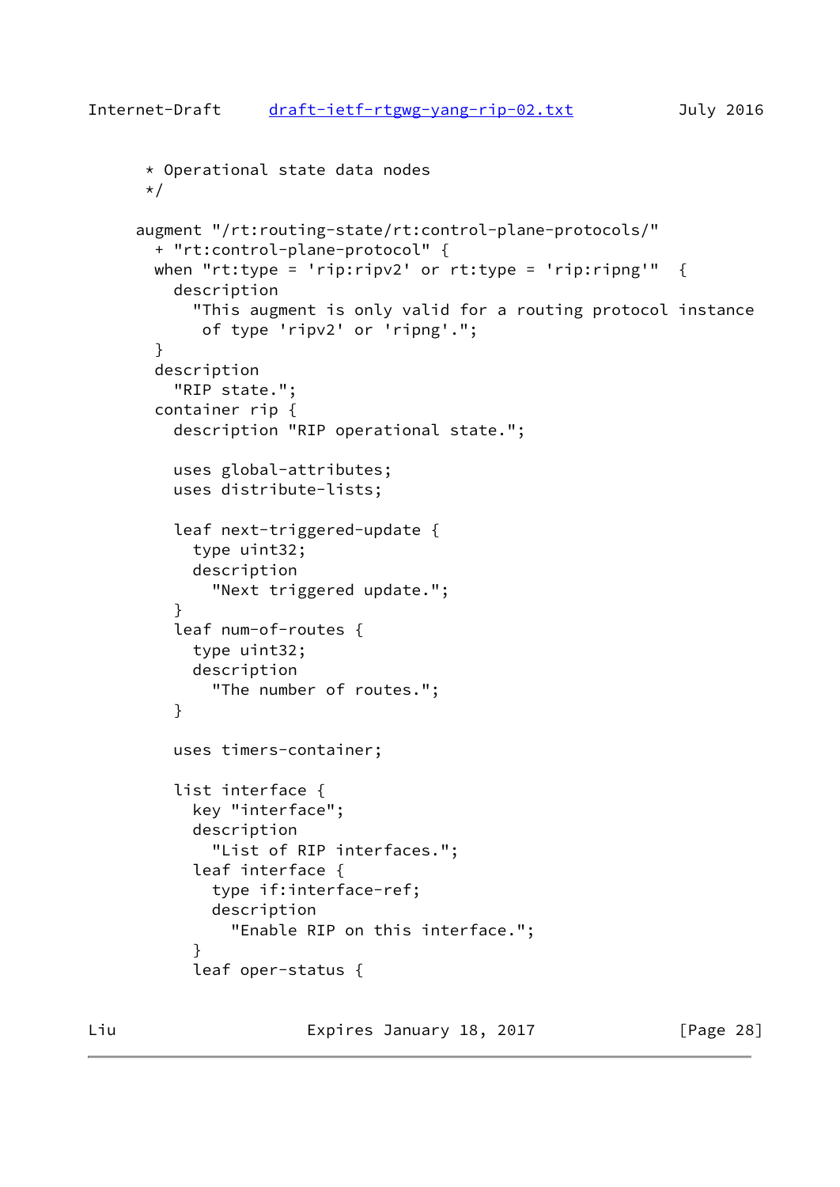```
   * Operational state data nodes
   */

  augment "/rt:routing-state/rt:control-plane-protocols/"
    + "rt:control-plane-protocol" {
    when "rt:type = 'rip:ripv2' or rt:type = 'rip:ripng'"  {
      description
        "This augment is only valid for a routing protocol instance
         of type 'ripv2' or 'ripng'.";
    }
    description
      "RIP state.";
    container rip {
      description "RIP operational state.";

      uses global-attributes;
      uses distribute-lists;

      leaf next-triggered-update {
        type uint32;
        description
          "Next triggered update.";
      }
      leaf num-of-routes {
        type uint32;
        description
          "The number of routes.";
      }

      uses timers-container;

      list interface {
        key "interface";
        description
          "List of RIP interfaces.";
        leaf interface {
          type if:interface-ref;
          description
            "Enable RIP on this interface.";
        }
        leaf oper-status {
```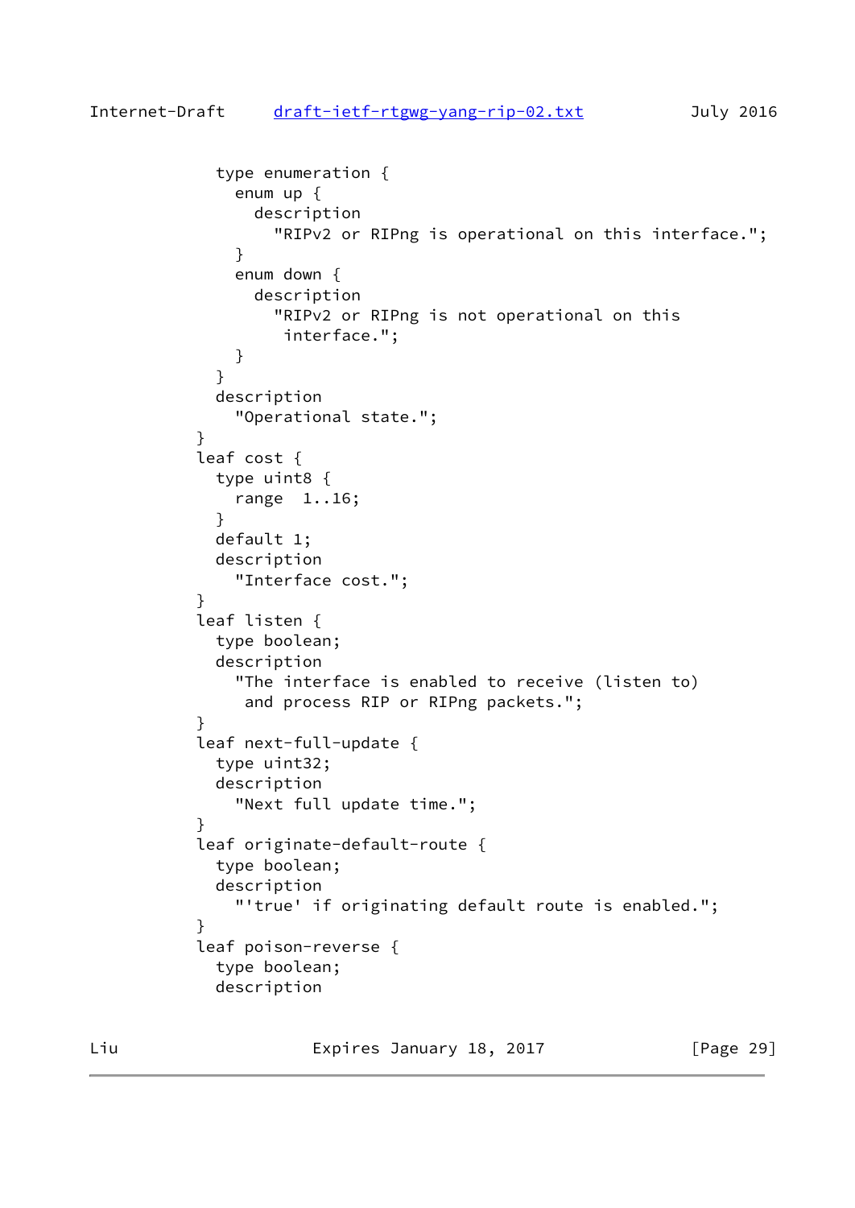```
              type enumeration {
                enum up {
                  description
                    "RIPv2 or RIPng is operational on this interface.";
                }
                enum down {
                  description
                    "RIPv2 or RIPng is not operational on this
                     interface.";
                }
              }
              description
                "Operational state.";
            }
            leaf cost {
              type uint8 {
                range  1..16;
              }
              default 1;
              description
                "Interface cost.";
            }
            leaf listen {
              type boolean;
              description
                "The interface is enabled to receive (listen to)
                 and process RIP or RIPng packets.";
            }
            leaf next-full-update {
              type uint32;
              description
                "Next full update time.";
            }
            leaf originate-default-route {
              type boolean;
              description
                "'true' if originating default route is enabled.";
            }
            leaf poison-reverse {
              type boolean;
              description
```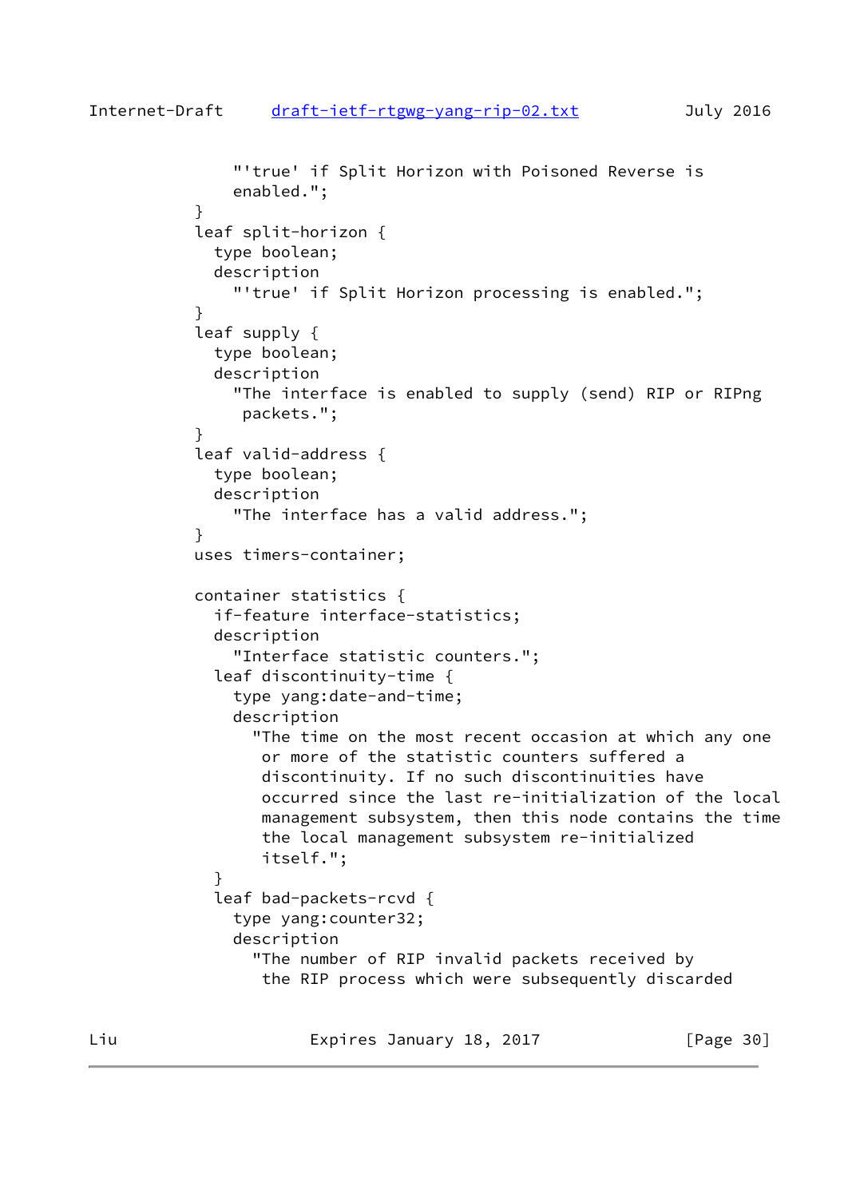```
            "'true' if Split Horizon with Poisoned Reverse is
            enabled.";
        }
        leaf split-horizon {
          type boolean;
          description
            "'true' if Split Horizon processing is enabled.";
        }
        leaf supply {
          type boolean;
          description
            "The interface is enabled to supply (send) RIP or RIPng
             packets.";
        }
        leaf valid-address {
          type boolean;
          description
            "The interface has a valid address.";
        }
        uses timers-container;

        container statistics {
          if-feature interface-statistics;
          description
            "Interface statistic counters.";
          leaf discontinuity-time {
            type yang:date-and-time;
            description
              "The time on the most recent occasion at which any one
               or more of the statistic counters suffered a
               discontinuity. If no such discontinuities have
               occurred since the last re-initialization of the local
               management subsystem, then this node contains the time
               the local management subsystem re-initialized
               itself.";
          }
          leaf bad-packets-rcvd {
            type yang:counter32;
            description
              "The number of RIP invalid packets received by
               the RIP process which were subsequently discarded
```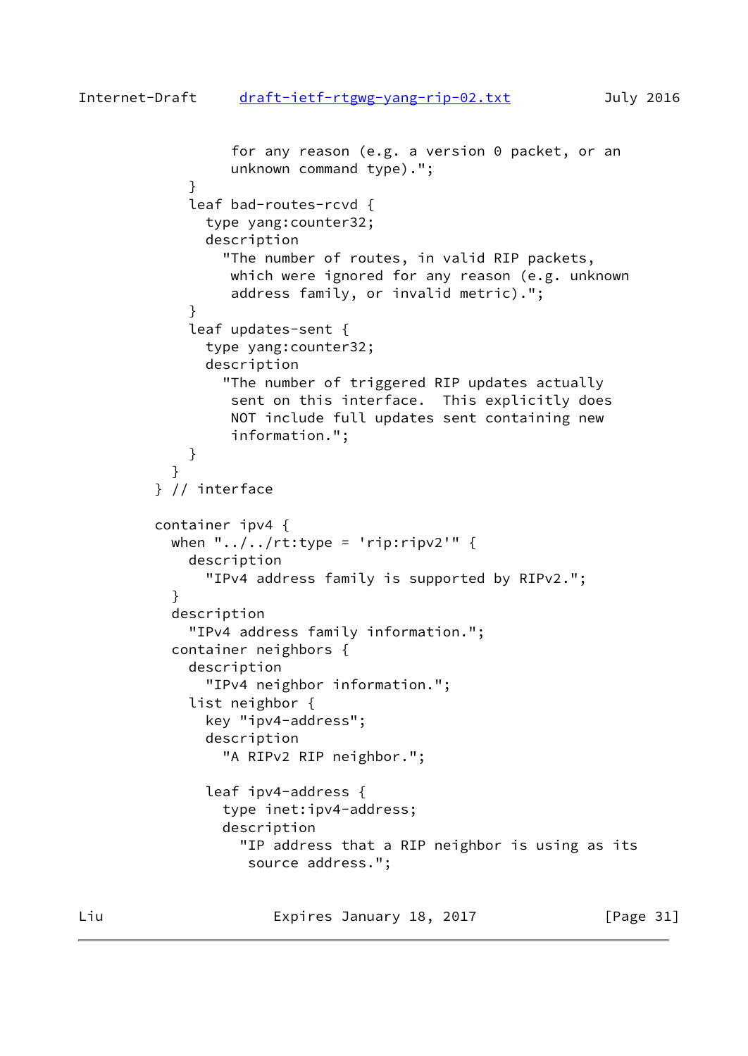```
                for any reason (e.g. a version 0 packet, or an
                unknown command type).";
            }
            leaf bad-routes-rcvd {
              type yang:counter32;
              description
                "The number of routes, in valid RIP packets,
                 which were ignored for any reason (e.g. unknown
                 address family, or invalid metric).";
            }
            leaf updates-sent {
              type yang:counter32;
              description
                "The number of triggered RIP updates actually
                 sent on this interface.  This explicitly does
                 NOT include full updates sent containing new
                 information.";
            }
          }
        } // interface

        container ipv4 {
          when "../../rt:type = 'rip:ripv2'" {
            description
              "IPv4 address family is supported by RIPv2.";
          }
          description
            "IPv4 address family information.";
          container neighbors {
            description
              "IPv4 neighbor information.";
            list neighbor {
              key "ipv4-address";
              description
                "A RIPv2 RIP neighbor.";

              leaf ipv4-address {
                type inet:ipv4-address;
                description
                  "IP address that a RIP neighbor is using as its
                   source address.";
```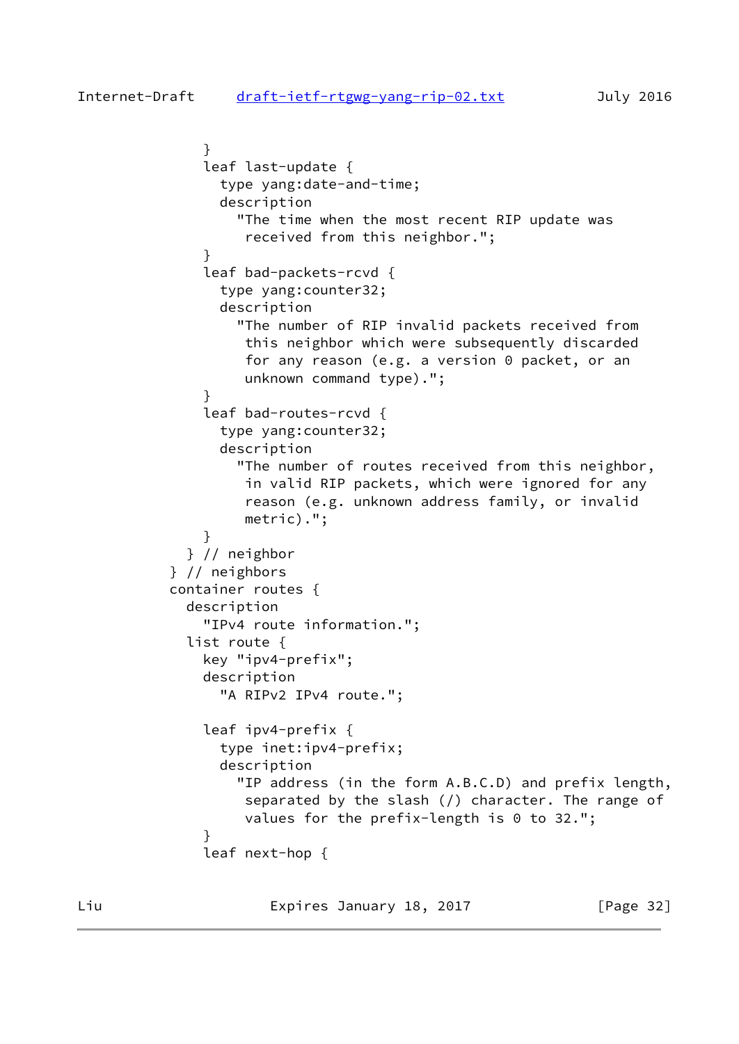```
          }
          leaf last-update {
            type yang:date-and-time;
            description
              "The time when the most recent RIP update was
               received from this neighbor.";
          }
          leaf bad-packets-rcvd {
            type yang:counter32;
            description
              "The number of RIP invalid packets received from
               this neighbor which were subsequently discarded
               for any reason (e.g. a version 0 packet, or an
               unknown command type).";
          }
          leaf bad-routes-rcvd {
            type yang:counter32;
            description
              "The number of routes received from this neighbor,
               in valid RIP packets, which were ignored for any
               reason (e.g. unknown address family, or invalid
               metric).";
          }
        } // neighbor
      } // neighbors
      container routes {
        description
          "IPv4 route information.";
        list route {
          key "ipv4-prefix";
          description
            "A RIPv2 IPv4 route.";

          leaf ipv4-prefix {
            type inet:ipv4-prefix;
            description
              "IP address (in the form A.B.C.D) and prefix length,
               separated by the slash (/) character. The range of
               values for the prefix-length is 0 to 32.";
          }
          leaf next-hop {
```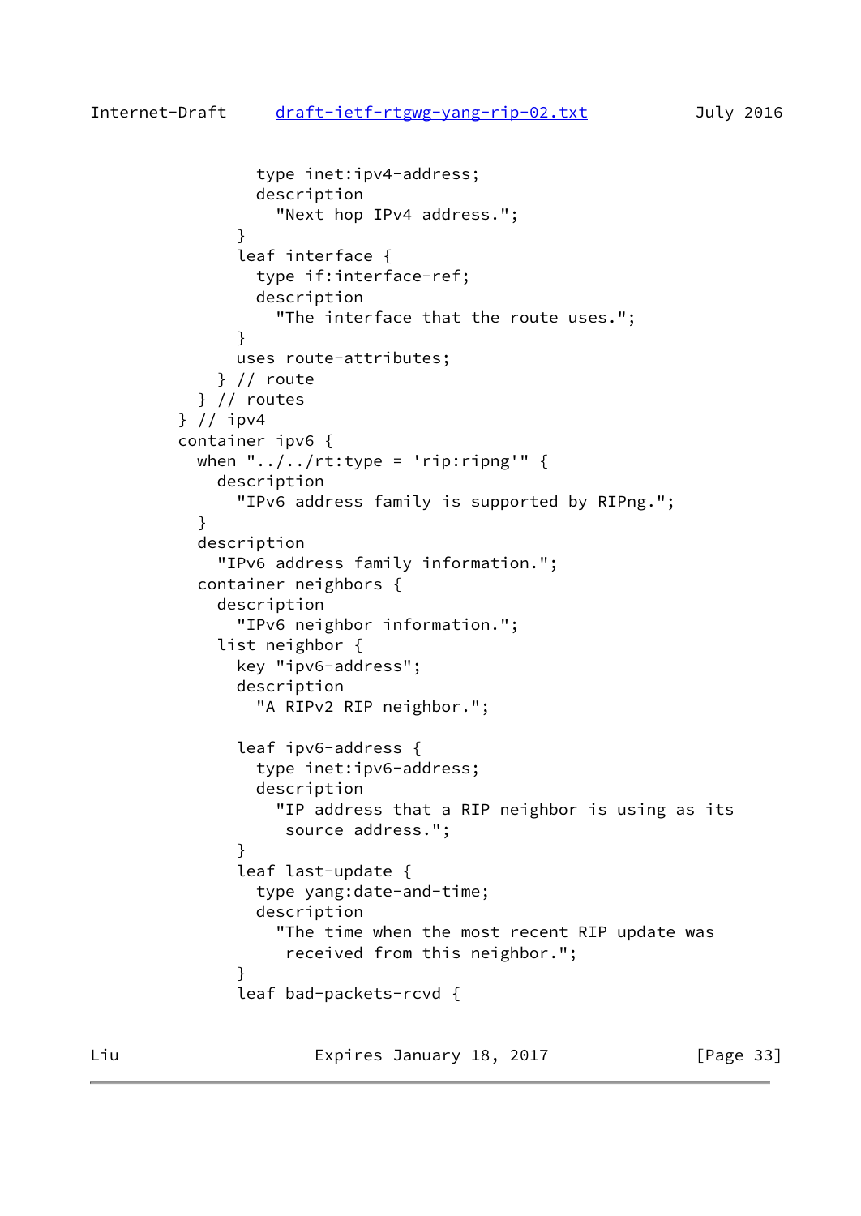```
                type inet:ipv4-address;
                description
                  "Next hop IPv4 address.";
              }
              leaf interface {
                type if:interface-ref;
                description
                  "The interface that the route uses.";
              }
              uses route-attributes;
            } // route
          } // routes
        } // ipv4
        container ipv6 {
          when "../../rt:type = 'rip:ripng'" {
            description
              "IPv6 address family is supported by RIPng.";
          }
          description
            "IPv6 address family information.";
          container neighbors {
            description
              "IPv6 neighbor information.";
            list neighbor {
              key "ipv6-address";
              description
                "A RIPv2 RIP neighbor.";

              leaf ipv6-address {
                type inet:ipv6-address;
                description
                  "IP address that a RIP neighbor is using as its
                   source address.";
              }
              leaf last-update {
                type yang:date-and-time;
                description
                  "The time when the most recent RIP update was
                   received from this neighbor.";
              }
              leaf bad-packets-rcvd {
```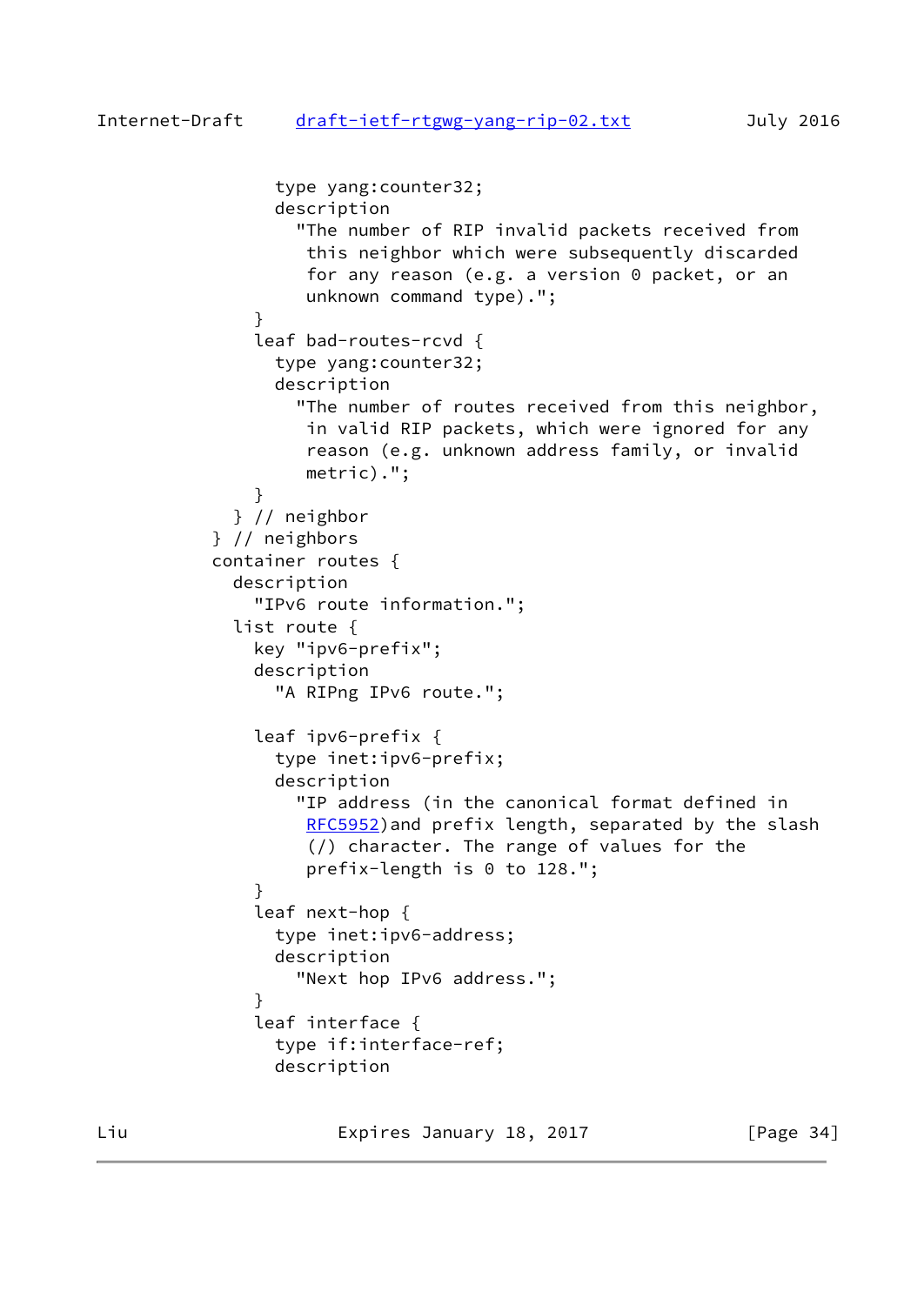```
                type yang:counter32;
                description
                  "The number of RIP invalid packets received from
                   this neighbor which were subsequently discarded
                   for any reason (e.g. a version 0 packet, or an
                   unknown command type).";
              }
              leaf bad-routes-rcvd {
                type yang:counter32;
                description
                  "The number of routes received from this neighbor,
                   in valid RIP packets, which were ignored for any
                   reason (e.g. unknown address family, or invalid
                   metric).";
              }
            } // neighbor
          } // neighbors
          container routes {
            description
              "IPv6 route information.";
            list route {
              key "ipv6-prefix";
              description
                "A RIPng IPv6 route.";

              leaf ipv6-prefix {
                type inet:ipv6-prefix;
                description
                  "IP address (in the canonical format defined in
                   RFC5952)and prefix length, separated by the slash
                   (/) character. The range of values for the
                   prefix-length is 0 to 128.";
              }
              leaf next-hop {
                type inet:ipv6-address;
                description
                  "Next hop IPv6 address.";
              }
              leaf interface {
                type if:interface-ref;
                description
```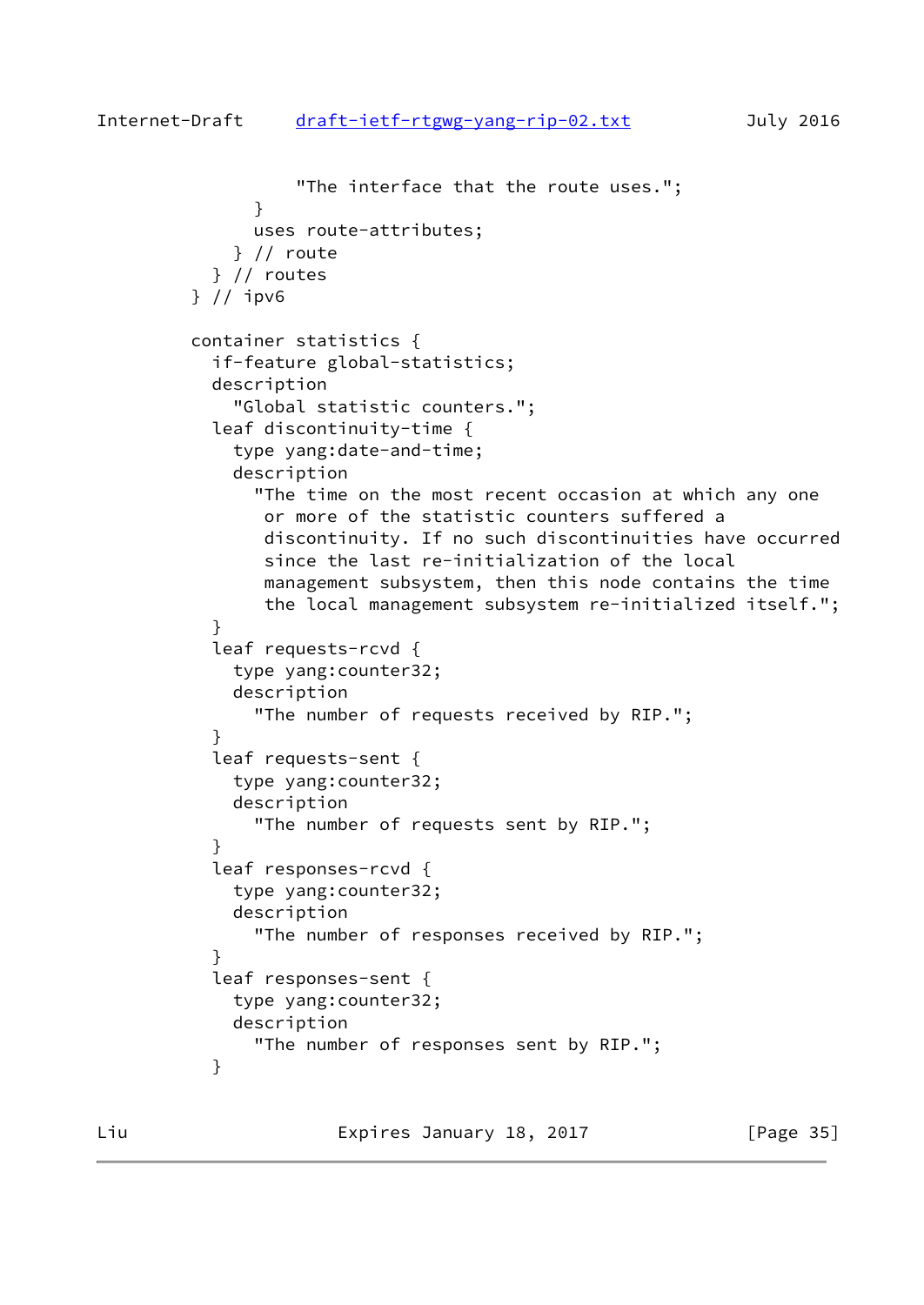```
                "The interface that the route uses.";
            }
            uses route-attributes;
          } // route
        } // routes
      } // ipv6

      container statistics {
        if-feature global-statistics;
        description
          "Global statistic counters.";
        leaf discontinuity-time {
          type yang:date-and-time;
          description
            "The time on the most recent occasion at which any one
             or more of the statistic counters suffered a
             discontinuity. If no such discontinuities have occurred
             since the last re-initialization of the local
             management subsystem, then this node contains the time
             the local management subsystem re-initialized itself.";
        }
        leaf requests-rcvd {
          type yang:counter32;
          description
            "The number of requests received by RIP.";
        }
        leaf requests-sent {
          type yang:counter32;
          description
            "The number of requests sent by RIP.";
        }
        leaf responses-rcvd {
          type yang:counter32;
          description
            "The number of responses received by RIP.";
        }
        leaf responses-sent {
          type yang:counter32;
          description
            "The number of responses sent by RIP.";
        }
```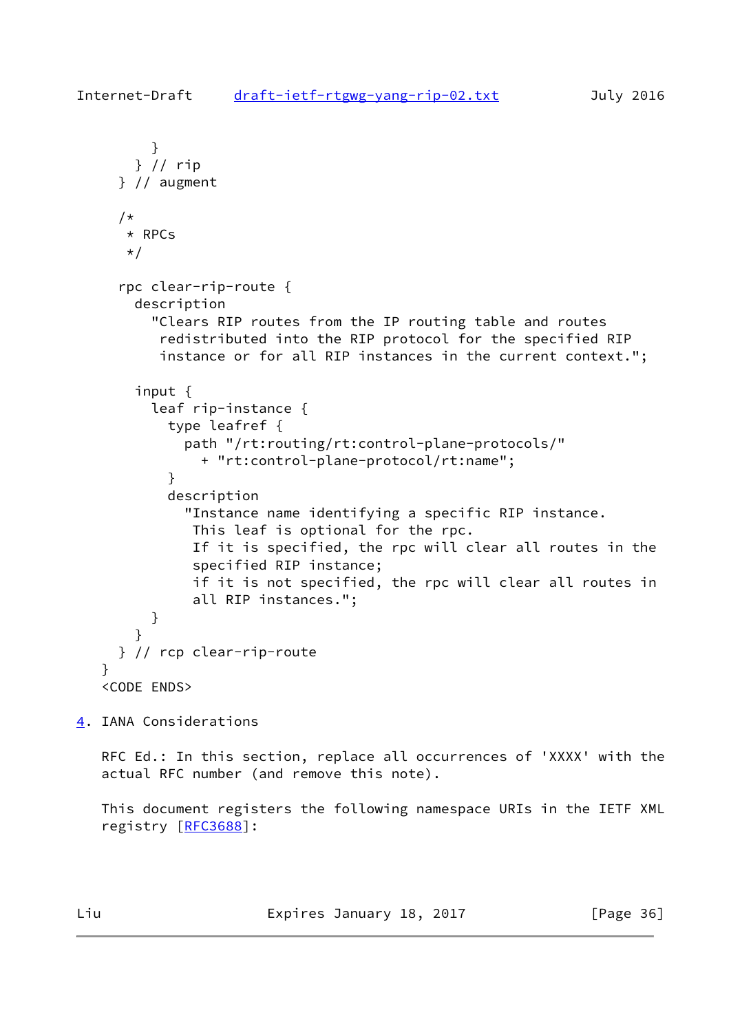```
        }
      } // rip
    } // augment

    /*
     * RPCs
     */

    rpc clear-rip-route {
      description
        "Clears RIP routes from the IP routing table and routes
         redistributed into the RIP protocol for the specified RIP
         instance or for all RIP instances in the current context.";

      input {
        leaf rip-instance {
          type leafref {
            path "/rt:routing/rt:control-plane-protocols/"
              + "rt:control-plane-protocol/rt:name";
          }
          description
            "Instance name identifying a specific RIP instance.
             This leaf is optional for the rpc.
             If it is specified, the rpc will clear all routes in the
             specified RIP instance;
             if it is not specified, the rpc will clear all routes in
             all RIP instances.";
        }
      }
    } // rcp clear-rip-route
  }
  <CODE ENDS>
```

## 4. IANA Considerations

RFC Ed.: In this section, replace all occurrences of 'XXXX' with the actual RFC number (and remove this note).

This document registers the following namespace URIs in the IETF XML registry [RFC3688]: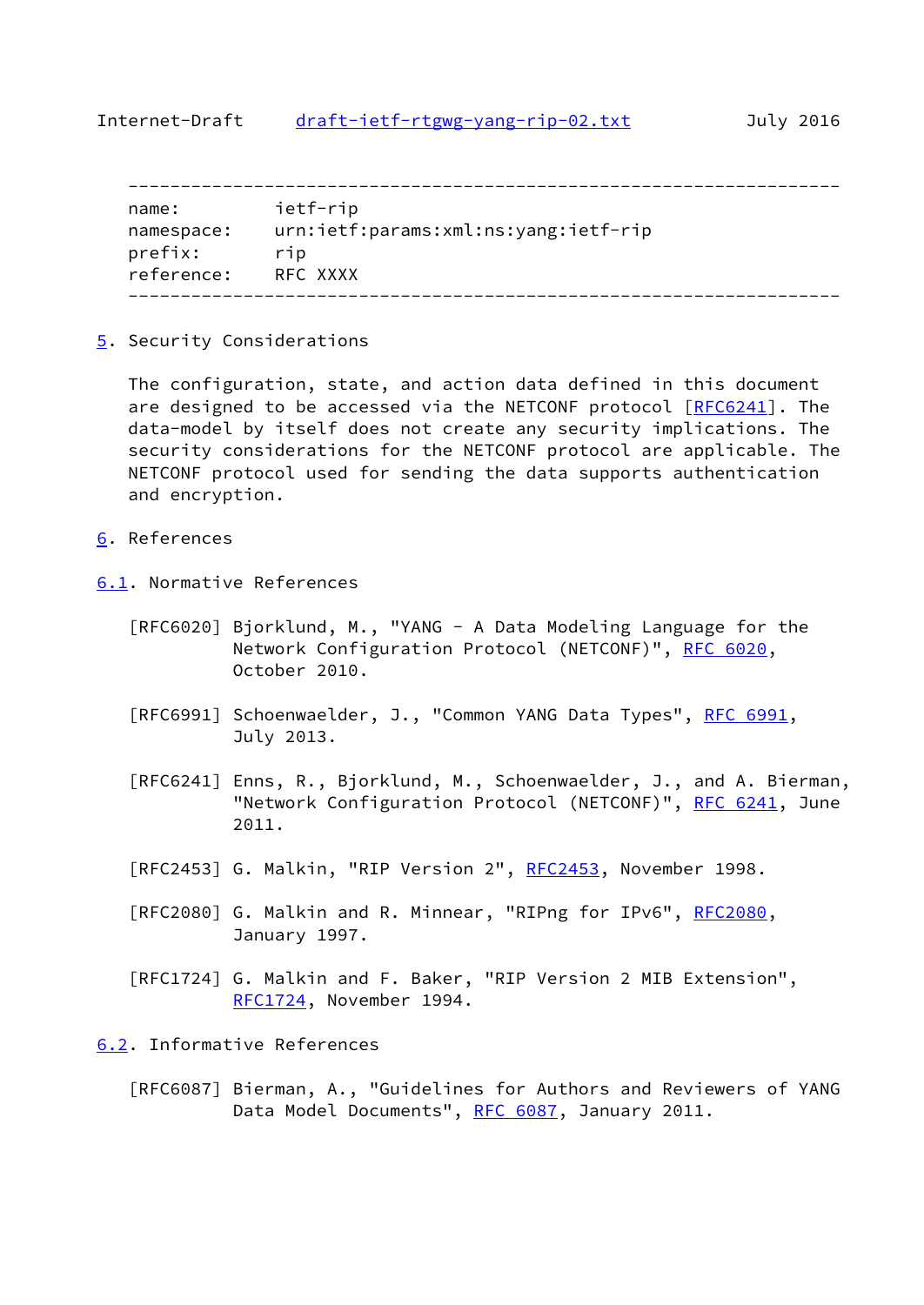```
--------------------------------------------------------------------
name:         ietf-rip
namespace:    urn:ietf:params:xml:ns:yang:ietf-rip
prefix:       rip
reference:    RFC XXXX
--------------------------------------------------------------------
```

## 5. Security Considerations

The configuration, state, and action data defined in this document are designed to be accessed via the NETCONF protocol [RFC6241]. The data-model by itself does not create any security implications. The security considerations for the NETCONF protocol are applicable. The NETCONF protocol used for sending the data supports authentication and encryption.

## 6. References

### 6.1. Normative References

[RFC6020] Bjorklund, M., "YANG - A Data Modeling Language for the Network Configuration Protocol (NETCONF)", RFC 6020, October 2010.

[RFC6991] Schoenwaelder, J., "Common YANG Data Types", RFC 6991, July 2013.

[RFC6241] Enns, R., Bjorklund, M., Schoenwaelder, J., and A. Bierman, "Network Configuration Protocol (NETCONF)", RFC 6241, June 2011.

[RFC2453] G. Malkin, "RIP Version 2", RFC2453, November 1998.

[RFC2080] G. Malkin and R. Minnear, "RIPng for IPv6", RFC2080, January 1997.

[RFC1724] G. Malkin and F. Baker, "RIP Version 2 MIB Extension", RFC1724, November 1994.

### 6.2. Informative References

[RFC6087] Bierman, A., "Guidelines for Authors and Reviewers of YANG Data Model Documents", RFC 6087, January 2011.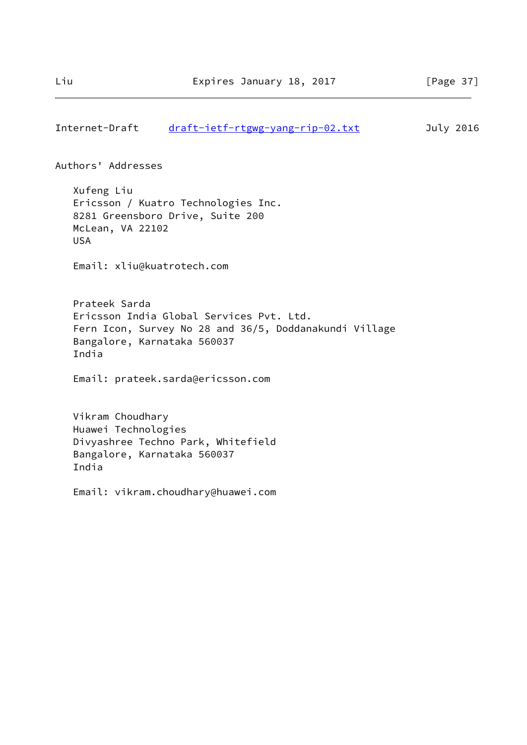## Authors' Addresses

Xufeng Liu
Ericsson / Kuatro Technologies Inc.
8281 Greensboro Drive, Suite 200
McLean, VA 22102
USA

Email: xliu@kuatrotech.com

Prateek Sarda
Ericsson India Global Services Pvt. Ltd.
Fern Icon, Survey No 28 and 36/5, Doddanakundi Village
Bangalore, Karnataka 560037
India

Email: prateek.sarda@ericsson.com

Vikram Choudhary
Huawei Technologies
Divyashree Techno Park, Whitefield
Bangalore, Karnataka 560037
India

Email: vikram.choudhary@huawei.com